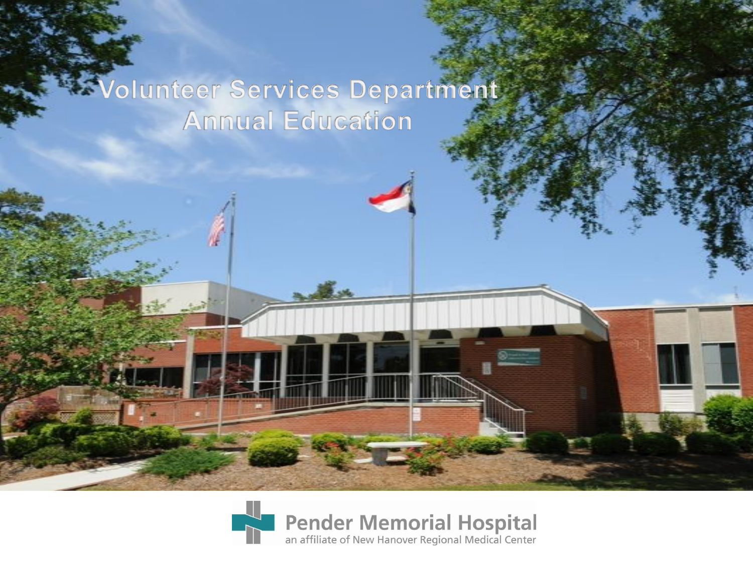# Volunteer Services Department Annual Education

Pender Memorial Hospital
an affiliate of New Hanover Regional Medical Center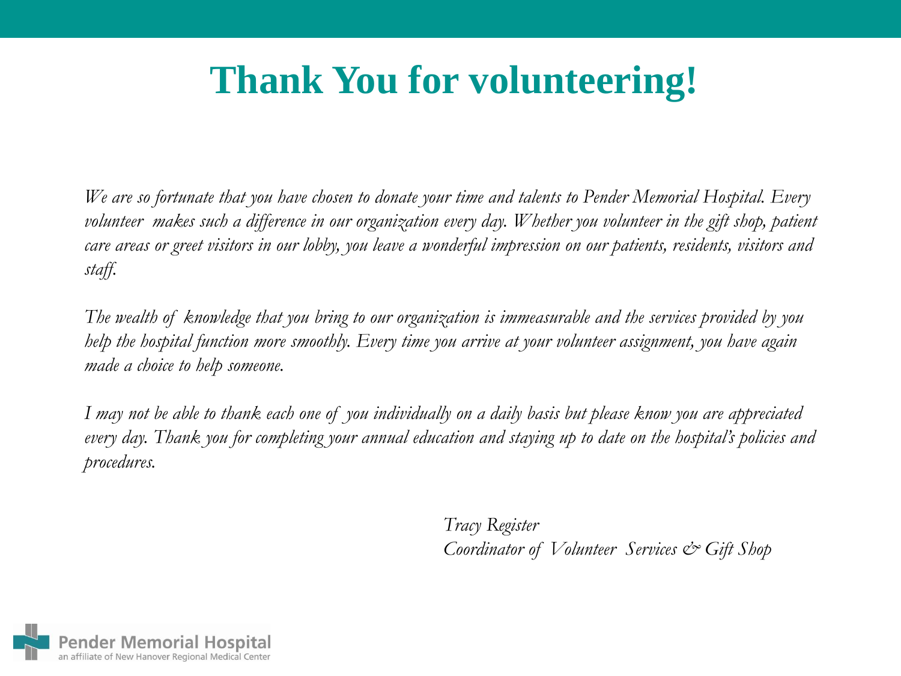# Thank You for volunteering!

*We are so fortunate that you have chosen to donate your time and talents to Pender Memorial Hospital. Every volunteer makes such a difference in our organization every day. Whether you volunteer in the gift shop, patient care areas or greet visitors in our lobby, you leave a wonderful impression on our patients, residents, visitors and staff.*

*The wealth of knowledge that you bring to our organization is immeasurable and the services provided by you help the hospital function more smoothly. Every time you arrive at your volunteer assignment, you have again made a choice to help someone.*

*I may not be able to thank each one of you individually on a daily basis but please know you are appreciated every day. Thank you for completing your annual education and staying up to date on the hospital's policies and procedures.*

*Tracy Register*
*Coordinator of Volunteer Services & Gift Shop*

Pender Memorial Hospital
an affiliate of New Hanover Regional Medical Center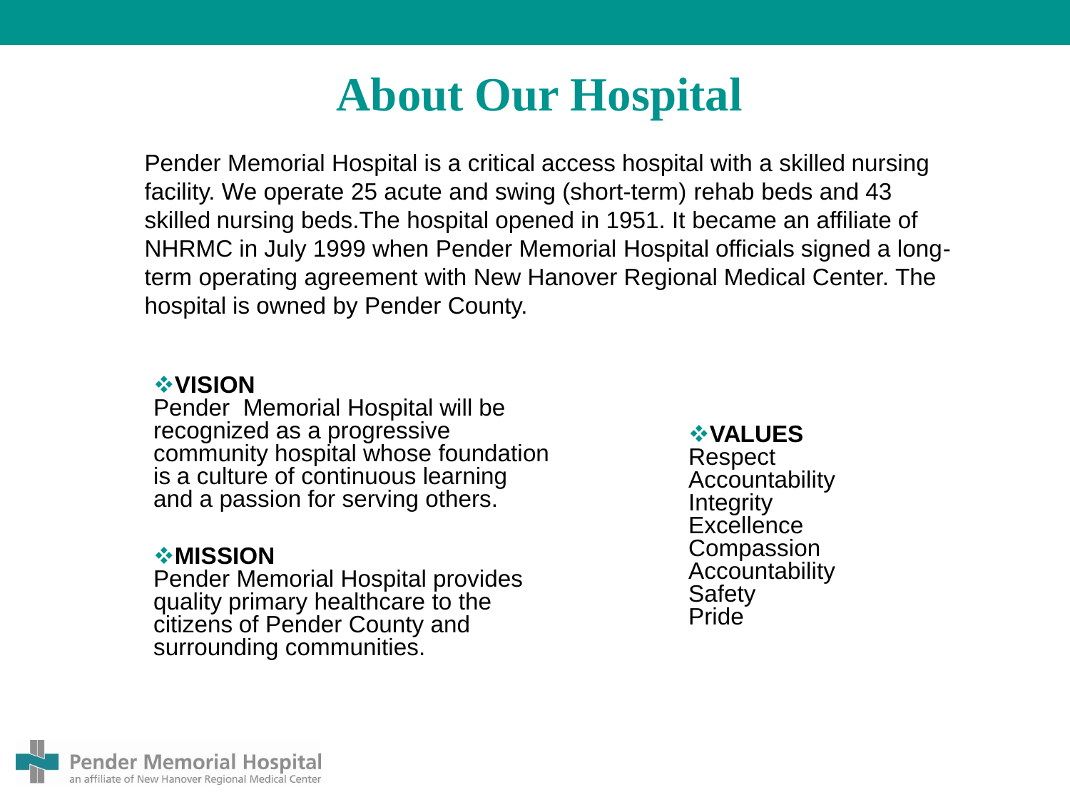# About Our Hospital

Pender Memorial Hospital is a critical access hospital with a skilled nursing facility. We operate 25 acute and swing (short-term) rehab beds and 43 skilled nursing beds.The hospital opened in 1951. It became an affiliate of NHRMC in July 1999 when Pender Memorial Hospital officials signed a long-term operating agreement with New Hanover Regional Medical Center. The hospital is owned by Pender County.

❖**VISION**
Pender Memorial Hospital will be recognized as a progressive community hospital whose foundation is a culture of continuous learning and a passion for serving others.

❖**MISSION**
Pender Memorial Hospital provides quality primary healthcare to the citizens of Pender County and surrounding communities.

❖**VALUES**
Respect
Accountability
Integrity
Excellence
Compassion
Accountability
Safety
Pride

Pender Memorial Hospital
an affiliate of New Hanover Regional Medical Center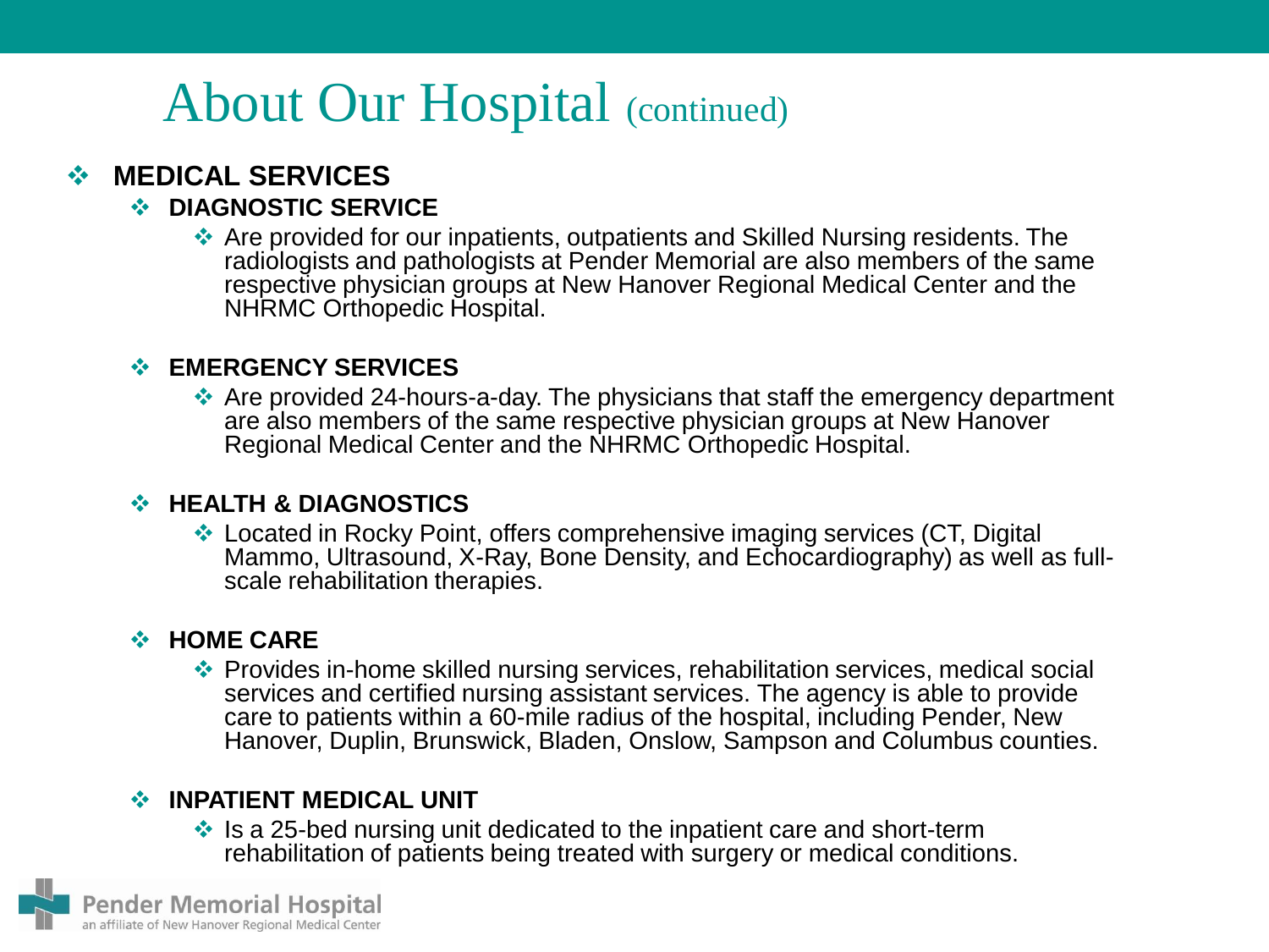# About Our Hospital (continued)

- **MEDICAL SERVICES**
  - **DIAGNOSTIC SERVICE**
    - Are provided for our inpatients, outpatients and Skilled Nursing residents. The radiologists and pathologists at Pender Memorial are also members of the same respective physician groups at New Hanover Regional Medical Center and the NHRMC Orthopedic Hospital.
  - **EMERGENCY SERVICES**
    - Are provided 24-hours-a-day. The physicians that staff the emergency department are also members of the same respective physician groups at New Hanover Regional Medical Center and the NHRMC Orthopedic Hospital.
  - **HEALTH & DIAGNOSTICS**
    - Located in Rocky Point, offers comprehensive imaging services (CT, Digital Mammo, Ultrasound, X-Ray, Bone Density, and Echocardiography) as well as full-scale rehabilitation therapies.
  - **HOME CARE**
    - Provides in-home skilled nursing services, rehabilitation services, medical social services and certified nursing assistant services. The agency is able to provide care to patients within a 60-mile radius of the hospital, including Pender, New Hanover, Duplin, Brunswick, Bladen, Onslow, Sampson and Columbus counties.
  - **INPATIENT MEDICAL UNIT**
    - Is a 25-bed nursing unit dedicated to the inpatient care and short-term rehabilitation of patients being treated with surgery or medical conditions.

Pender Memorial Hospital
an affiliate of New Hanover Regional Medical Center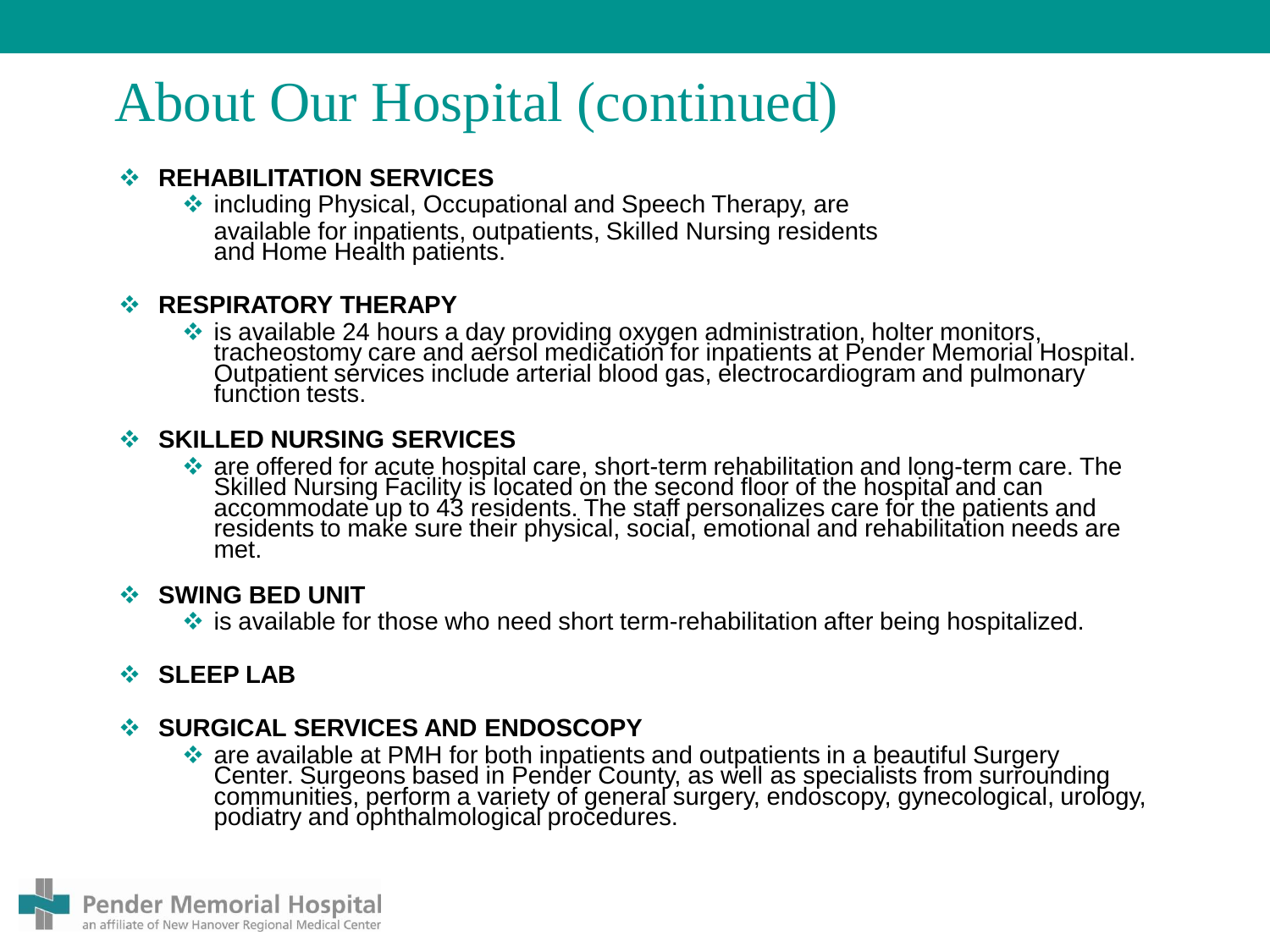# About Our Hospital (continued)

- **REHABILITATION SERVICES**
  - including Physical, Occupational and Speech Therapy, are available for inpatients, outpatients, Skilled Nursing residents and Home Health patients.
- **RESPIRATORY THERAPY**
  - is available 24 hours a day providing oxygen administration, holter monitors, tracheostomy care and aersol medication for inpatients at Pender Memorial Hospital. Outpatient services include arterial blood gas, electrocardiogram and pulmonary function tests.
- **SKILLED NURSING SERVICES**
  - are offered for acute hospital care, short-term rehabilitation and long-term care. The Skilled Nursing Facility is located on the second floor of the hospital and can accommodate up to 43 residents. The staff personalizes care for the patients and residents to make sure their physical, social, emotional and rehabilitation needs are met.
- **SWING BED UNIT**
  - is available for those who need short term-rehabilitation after being hospitalized.
- **SLEEP LAB**
- **SURGICAL SERVICES AND ENDOSCOPY**
  - are available at PMH for both inpatients and outpatients in a beautiful Surgery Center. Surgeons based in Pender County, as well as specialists from surrounding communities, perform a variety of general surgery, endoscopy, gynecological, urology, podiatry and ophthalmological procedures.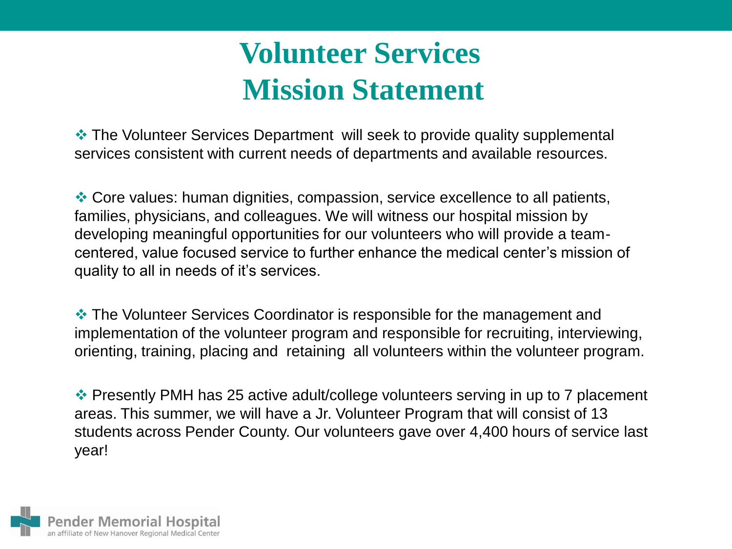# Volunteer Services Mission Statement

- The Volunteer Services Department will seek to provide quality supplemental services consistent with current needs of departments and available resources.

- Core values: human dignities, compassion, service excellence to all patients, families, physicians, and colleagues. We will witness our hospital mission by developing meaningful opportunities for our volunteers who will provide a team-centered, value focused service to further enhance the medical center's mission of quality to all in needs of it's services.

- The Volunteer Services Coordinator is responsible for the management and implementation of the volunteer program and responsible for recruiting, interviewing, orienting, training, placing and retaining all volunteers within the volunteer program.

- Presently PMH has 25 active adult/college volunteers serving in up to 7 placement areas. This summer, we will have a Jr. Volunteer Program that will consist of 13 students across Pender County. Our volunteers gave over 4,400 hours of service last year!

Pender Memorial Hospital
an affiliate of New Hanover Regional Medical Center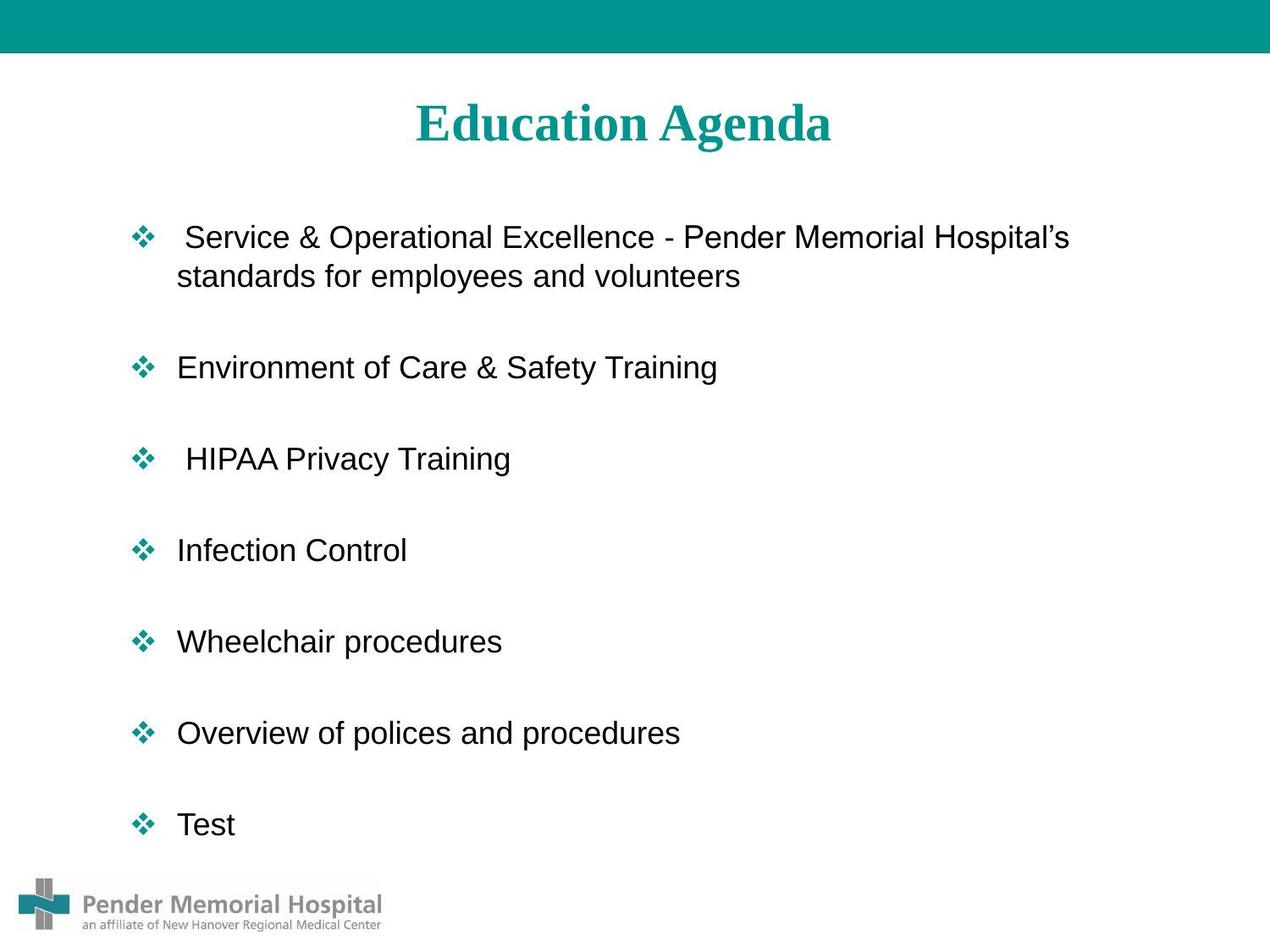# Education Agenda

- Service & Operational Excellence - Pender Memorial Hospital's standards for employees and volunteers
- Environment of Care & Safety Training
- HIPAA Privacy Training
- Infection Control
- Wheelchair procedures
- Overview of polices and procedures
- Test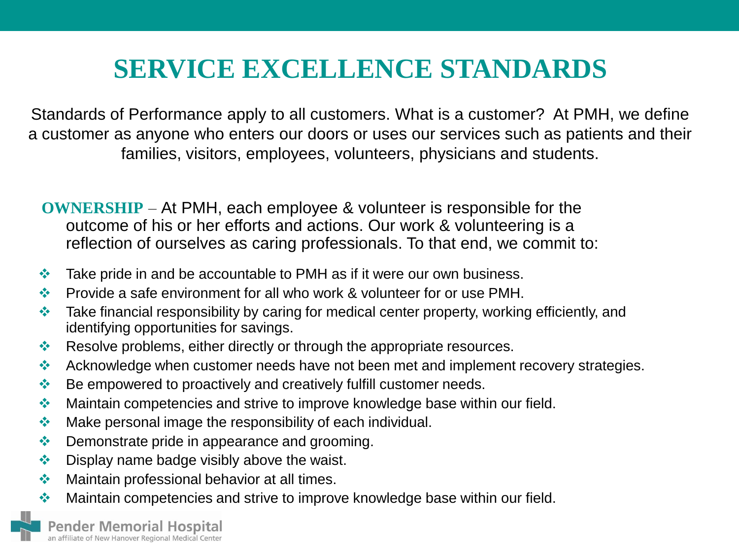# SERVICE EXCELLENCE STANDARDS

Standards of Performance apply to all customers. What is a customer? At PMH, we define a customer as anyone who enters our doors or uses our services such as patients and their families, visitors, employees, volunteers, physicians and students.

**OWNERSHIP** – At PMH, each employee & volunteer is responsible for the outcome of his or her efforts and actions. Our work & volunteering is a reflection of ourselves as caring professionals. To that end, we commit to:

- Take pride in and be accountable to PMH as if it were our own business.
- Provide a safe environment for all who work & volunteer for or use PMH.
- Take financial responsibility by caring for medical center property, working efficiently, and identifying opportunities for savings.
- Resolve problems, either directly or through the appropriate resources.
- Acknowledge when customer needs have not been met and implement recovery strategies.
- Be empowered to proactively and creatively fulfill customer needs.
- Maintain competencies and strive to improve knowledge base within our field.
- Make personal image the responsibility of each individual.
- Demonstrate pride in appearance and grooming.
- Display name badge visibly above the waist.
- Maintain professional behavior at all times.
- Maintain competencies and strive to improve knowledge base within our field.

Pender Memorial Hospital
an affiliate of New Hanover Regional Medical Center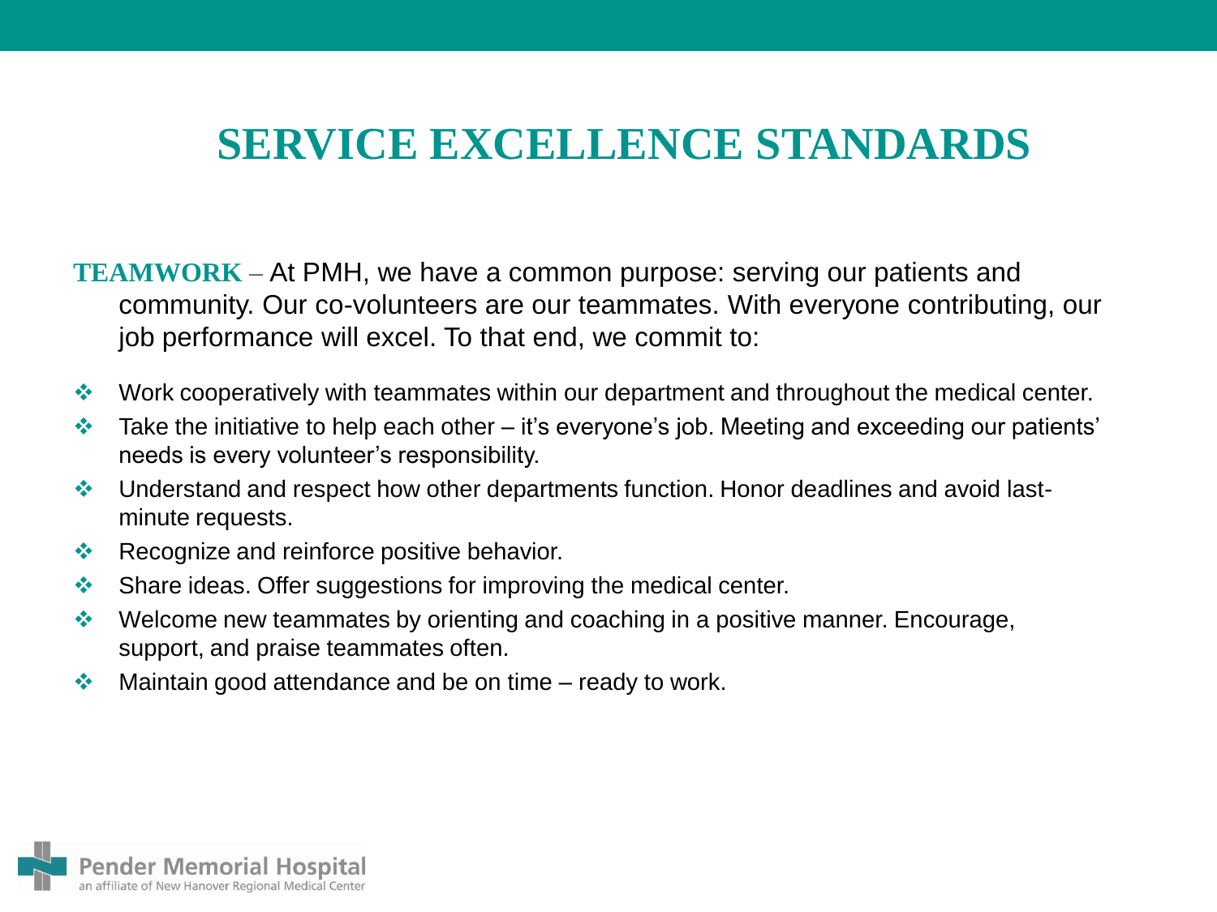# SERVICE EXCELLENCE STANDARDS

**TEAMWORK** – At PMH, we have a common purpose: serving our patients and community. Our co-volunteers are our teammates. With everyone contributing, our job performance will excel. To that end, we commit to:

- Work cooperatively with teammates within our department and throughout the medical center.
- Take the initiative to help each other – it's everyone's job. Meeting and exceeding our patients' needs is every volunteer's responsibility.
- Understand and respect how other departments function. Honor deadlines and avoid last-minute requests.
- Recognize and reinforce positive behavior.
- Share ideas. Offer suggestions for improving the medical center.
- Welcome new teammates by orienting and coaching in a positive manner. Encourage, support, and praise teammates often.
- Maintain good attendance and be on time – ready to work.

Pender Memorial Hospital
an affiliate of New Hanover Regional Medical Center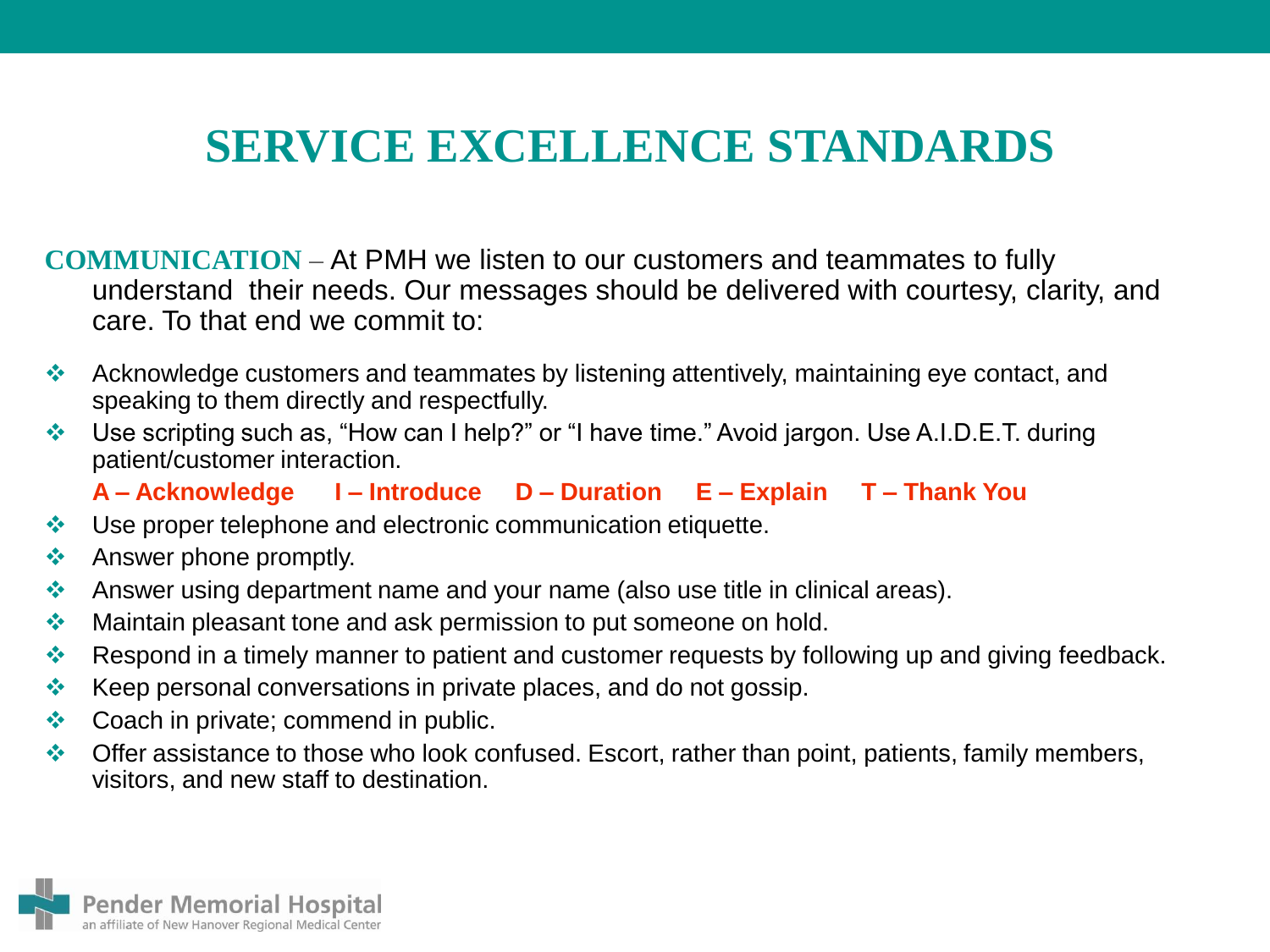# SERVICE EXCELLENCE STANDARDS

**COMMUNICATION** – At PMH we listen to our customers and teammates to fully understand their needs. Our messages should be delivered with courtesy, clarity, and care. To that end we commit to:

- Acknowledge customers and teammates by listening attentively, maintaining eye contact, and speaking to them directly and respectfully.
- Use scripting such as, "How can I help?" or "I have time." Avoid jargon. Use A.I.D.E.T. during patient/customer interaction.

  **A – Acknowledge  I – Introduce  D – Duration  E – Explain  T – Thank You**

- Use proper telephone and electronic communication etiquette.
- Answer phone promptly.
- Answer using department name and your name (also use title in clinical areas).
- Maintain pleasant tone and ask permission to put someone on hold.
- Respond in a timely manner to patient and customer requests by following up and giving feedback.
- Keep personal conversations in private places, and do not gossip.
- Coach in private; commend in public.
- Offer assistance to those who look confused. Escort, rather than point, patients, family members, visitors, and new staff to destination.

Pender Memorial Hospital
an affiliate of New Hanover Regional Medical Center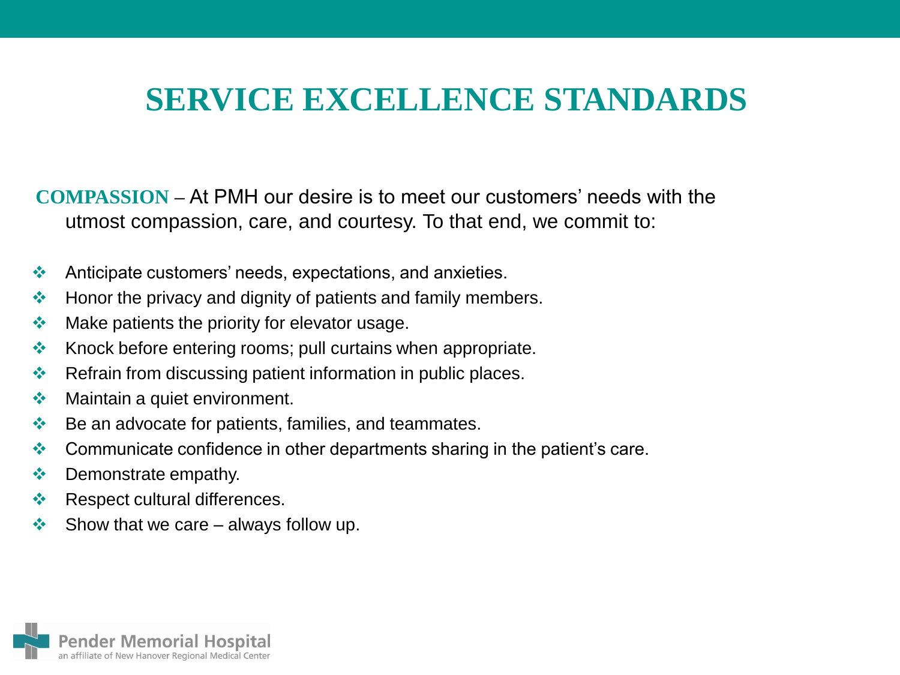# SERVICE EXCELLENCE STANDARDS

**COMPASSION** – At PMH our desire is to meet our customers' needs with the utmost compassion, care, and courtesy. To that end, we commit to:

- Anticipate customers' needs, expectations, and anxieties.
- Honor the privacy and dignity of patients and family members.
- Make patients the priority for elevator usage.
- Knock before entering rooms; pull curtains when appropriate.
- Refrain from discussing patient information in public places.
- Maintain a quiet environment.
- Be an advocate for patients, families, and teammates.
- Communicate confidence in other departments sharing in the patient's care.
- Demonstrate empathy.
- Respect cultural differences.
- Show that we care – always follow up.

Pender Memorial Hospital
an affiliate of New Hanover Regional Medical Center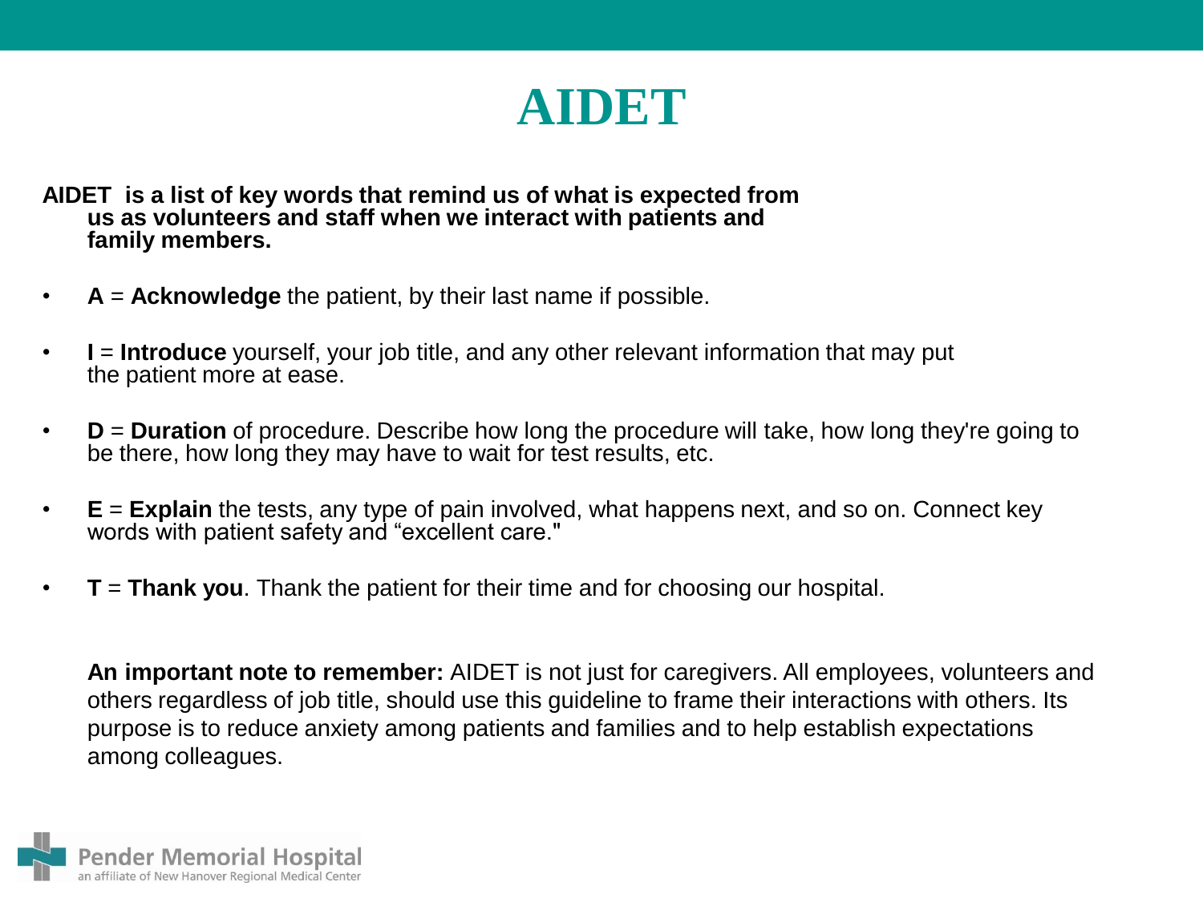# AIDET

**AIDET is a list of key words that remind us of what is expected from us as volunteers and staff when we interact with patients and family members.**

- **A** = **Acknowledge** the patient, by their last name if possible.
- **I** = **Introduce** yourself, your job title, and any other relevant information that may put the patient more at ease.
- **D** = **Duration** of procedure. Describe how long the procedure will take, how long they're going to be there, how long they may have to wait for test results, etc.
- **E** = **Explain** the tests, any type of pain involved, what happens next, and so on. Connect key words with patient safety and "excellent care."
- **T** = **Thank you**. Thank the patient for their time and for choosing our hospital.

**An important note to remember:** AIDET is not just for caregivers. All employees, volunteers and others regardless of job title, should use this guideline to frame their interactions with others. Its purpose is to reduce anxiety among patients and families and to help establish expectations among colleagues.

Pender Memorial Hospital
an affiliate of New Hanover Regional Medical Center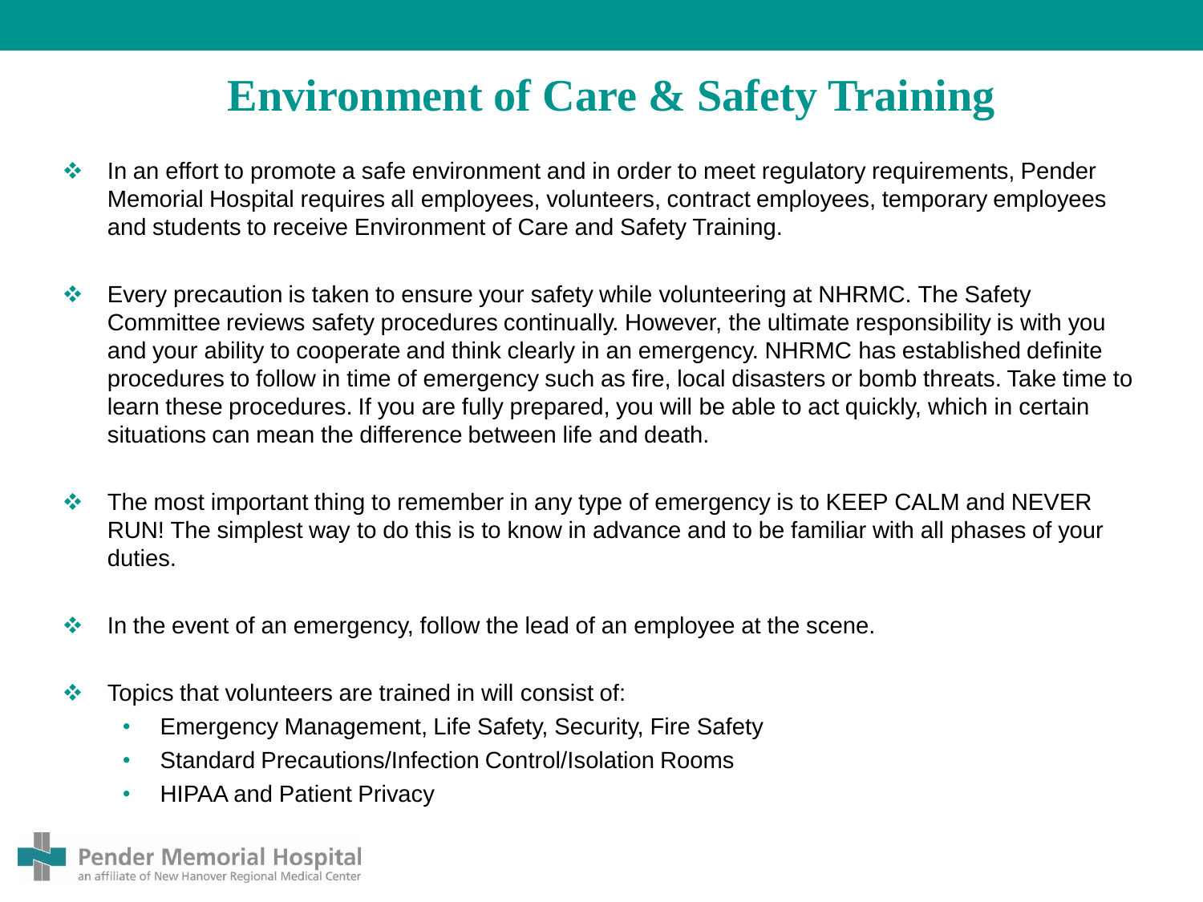# Environment of Care & Safety Training

- In an effort to promote a safe environment and in order to meet regulatory requirements, Pender Memorial Hospital requires all employees, volunteers, contract employees, temporary employees and students to receive Environment of Care and Safety Training.

- Every precaution is taken to ensure your safety while volunteering at NHRMC. The Safety Committee reviews safety procedures continually. However, the ultimate responsibility is with you and your ability to cooperate and think clearly in an emergency. NHRMC has established definite procedures to follow in time of emergency such as fire, local disasters or bomb threats. Take time to learn these procedures. If you are fully prepared, you will be able to act quickly, which in certain situations can mean the difference between life and death.

- The most important thing to remember in any type of emergency is to KEEP CALM and NEVER RUN! The simplest way to do this is to know in advance and to be familiar with all phases of your duties.

- In the event of an emergency, follow the lead of an employee at the scene.

- Topics that volunteers are trained in will consist of:
  - Emergency Management, Life Safety, Security, Fire Safety
  - Standard Precautions/Infection Control/Isolation Rooms
  - HIPAA and Patient Privacy

Pender Memorial Hospital
an affiliate of New Hanover Regional Medical Center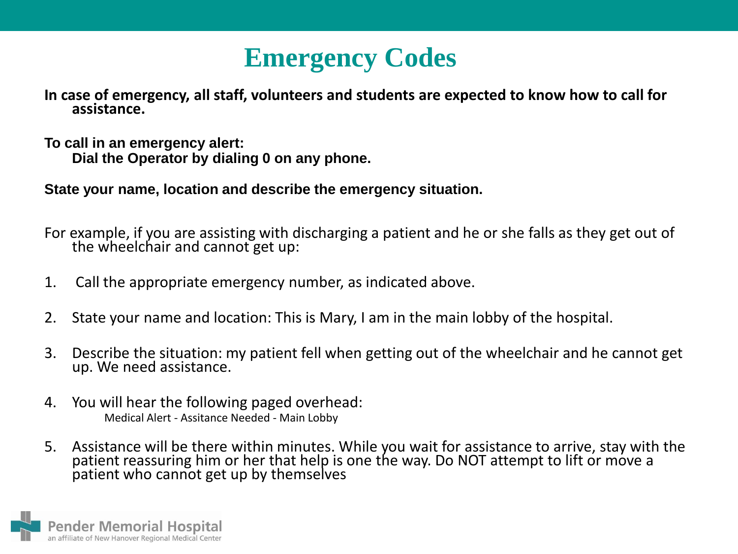# Emergency Codes

**In case of emergency, all staff, volunteers and students are expected to know how to call for assistance.**

**To call in an emergency alert:**
**Dial the Operator by dialing 0 on any phone.**

**State your name, location and describe the emergency situation.**

For example, if you are assisting with discharging a patient and he or she falls as they get out of the wheelchair and cannot get up:

1. Call the appropriate emergency number, as indicated above.
2. State your name and location: This is Mary, I am in the main lobby of the hospital.
3. Describe the situation: my patient fell when getting out of the wheelchair and he cannot get up. We need assistance.
4. You will hear the following paged overhead:
   Medical Alert - Assitance Needed - Main Lobby
5. Assistance will be there within minutes. While you wait for assistance to arrive, stay with the patient reassuring him or her that help is one the way. Do NOT attempt to lift or move a patient who cannot get up by themselves

Pender Memorial Hospital
an affiliate of New Hanover Regional Medical Center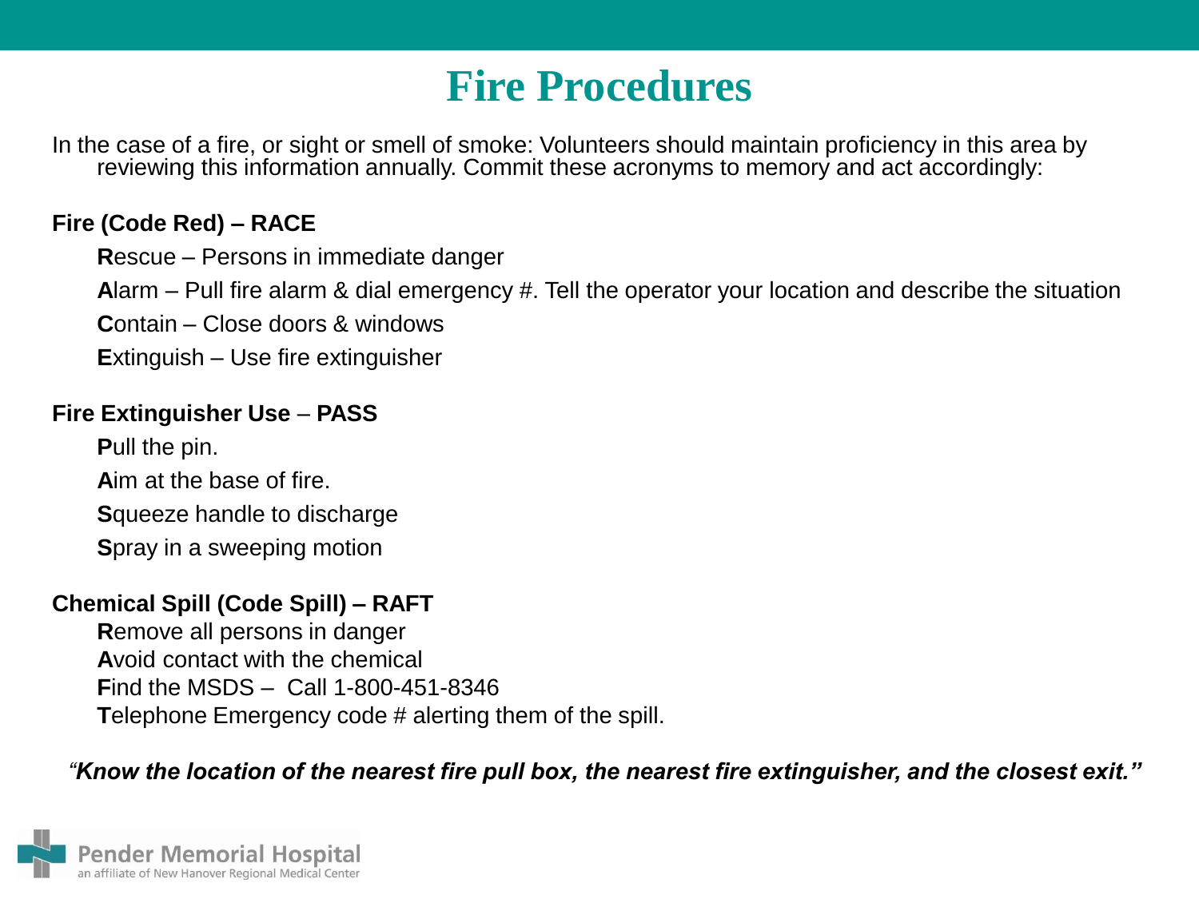# Fire Procedures

In the case of a fire, or sight or smell of smoke: Volunteers should maintain proficiency in this area by reviewing this information annually. Commit these acronyms to memory and act accordingly:

**Fire (Code Red) – RACE**

- **R**escue – Persons in immediate danger
- **A**larm – Pull fire alarm & dial emergency #. Tell the operator your location and describe the situation
- **C**ontain – Close doors & windows
- **E**xtinguish – Use fire extinguisher

**Fire Extinguisher Use – PASS**

- **P**ull the pin.
- **A**im at the base of fire.
- **S**queeze handle to discharge
- **S**pray in a sweeping motion

**Chemical Spill (Code Spill) – RAFT**

- **R**emove all persons in danger
- **A**void contact with the chemical
- **F**ind the MSDS – Call 1-800-451-8346
- **T**elephone Emergency code # alerting them of the spill.

*"Know the location of the nearest fire pull box, the nearest fire extinguisher, and the closest exit."*

Pender Memorial Hospital
an affiliate of New Hanover Regional Medical Center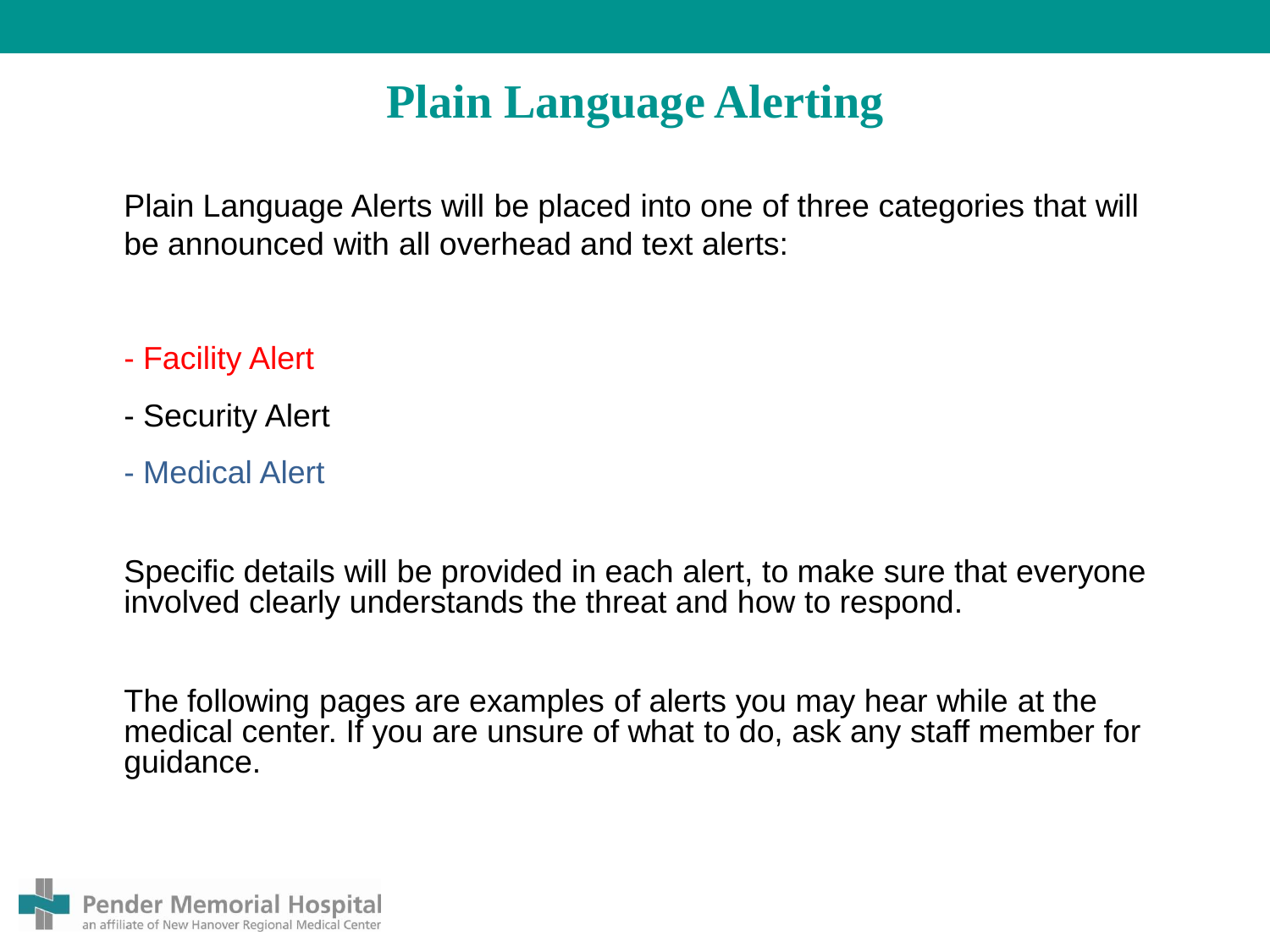# Plain Language Alerting

Plain Language Alerts will be placed into one of three categories that will be announced with all overhead and text alerts:

- Facility Alert
- Security Alert
- Medical Alert

Specific details will be provided in each alert, to make sure that everyone involved clearly understands the threat and how to respond.

The following pages are examples of alerts you may hear while at the medical center. If you are unsure of what to do, ask any staff member for guidance.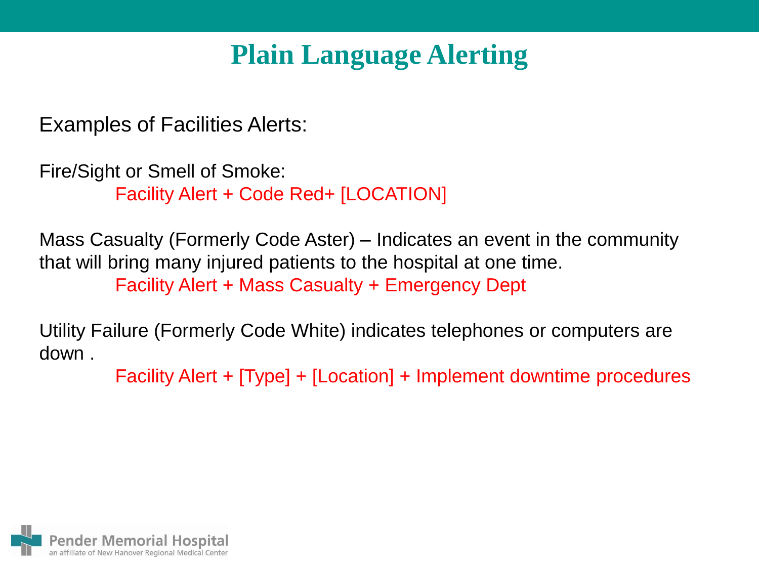# Plain Language Alerting

Examples of Facilities Alerts:

Fire/Sight or Smell of Smoke:

Facility Alert + Code Red+ [LOCATION]

Mass Casualty (Formerly Code Aster) – Indicates an event in the community that will bring many injured patients to the hospital at one time.

Facility Alert + Mass Casualty + Emergency Dept

Utility Failure (Formerly Code White) indicates telephones or computers are down .

Facility Alert + [Type] + [Location] + Implement downtime procedures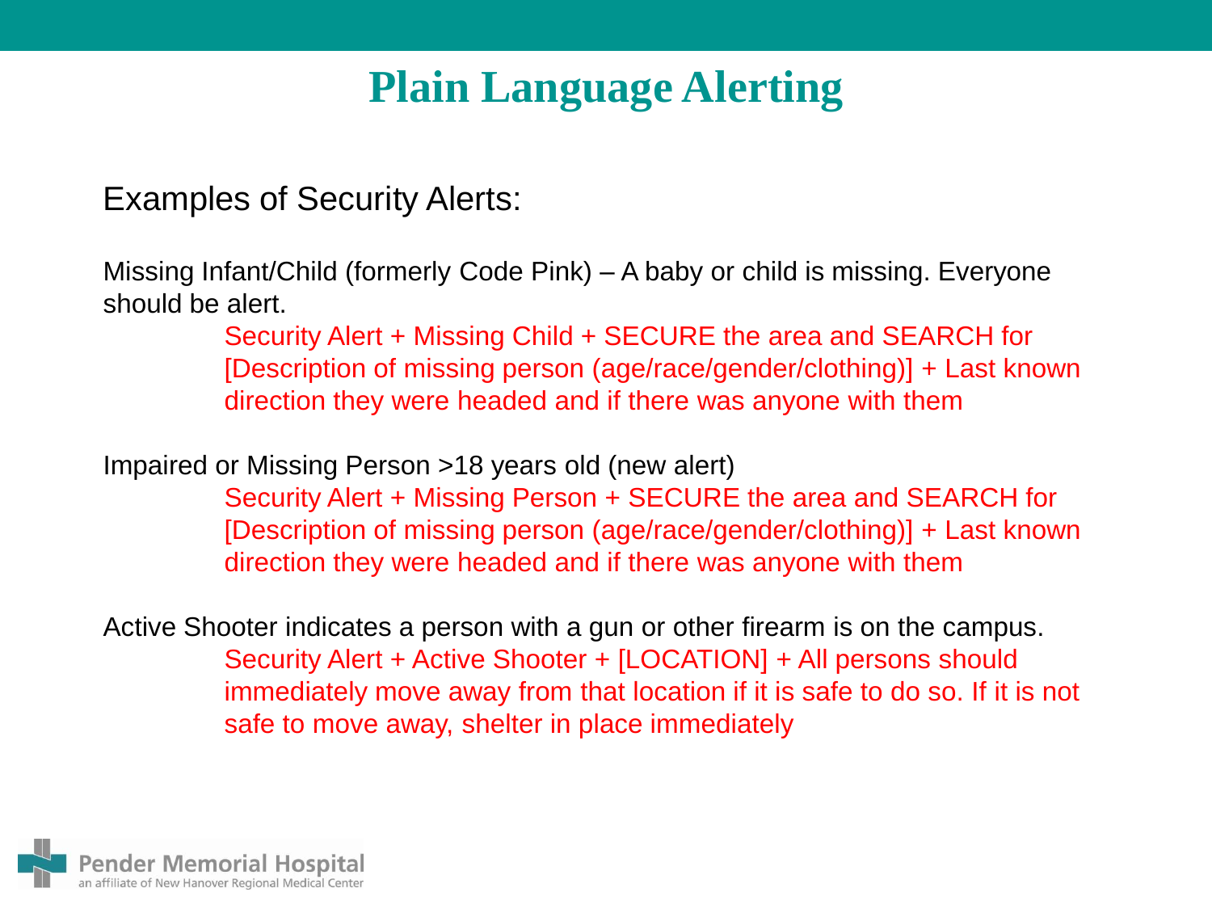# Plain Language Alerting

Examples of Security Alerts:

Missing Infant/Child (formerly Code Pink) – A baby or child is missing. Everyone should be alert.

> Security Alert + Missing Child + SECURE the area and SEARCH for [Description of missing person (age/race/gender/clothing)] + Last known direction they were headed and if there was anyone with them

Impaired or Missing Person >18 years old (new alert)

> Security Alert + Missing Person + SECURE the area and SEARCH for [Description of missing person (age/race/gender/clothing)] + Last known direction they were headed and if there was anyone with them

Active Shooter indicates a person with a gun or other firearm is on the campus.

> Security Alert + Active Shooter + [LOCATION] + All persons should immediately move away from that location if it is safe to do so. If it is not safe to move away, shelter in place immediately

Pender Memorial Hospital
an affiliate of New Hanover Regional Medical Center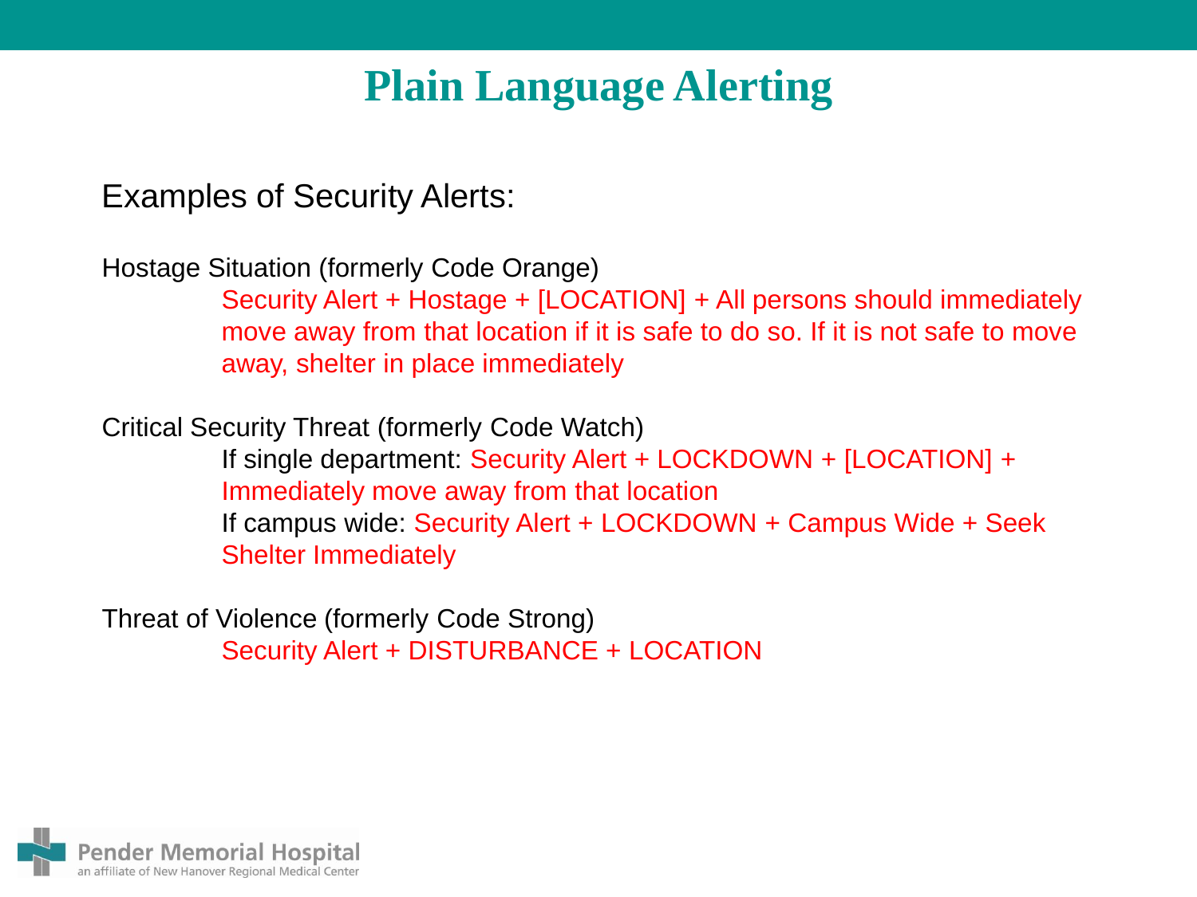# Plain Language Alerting

Examples of Security Alerts:

Hostage Situation (formerly Code Orange)

Security Alert + Hostage + [LOCATION] + All persons should immediately move away from that location if it is safe to do so. If it is not safe to move away, shelter in place immediately

Critical Security Threat (formerly Code Watch)

If single department: Security Alert + LOCKDOWN + [LOCATION] + Immediately move away from that location

If campus wide: Security Alert + LOCKDOWN + Campus Wide + Seek Shelter Immediately

Threat of Violence (formerly Code Strong)

Security Alert + DISTURBANCE + LOCATION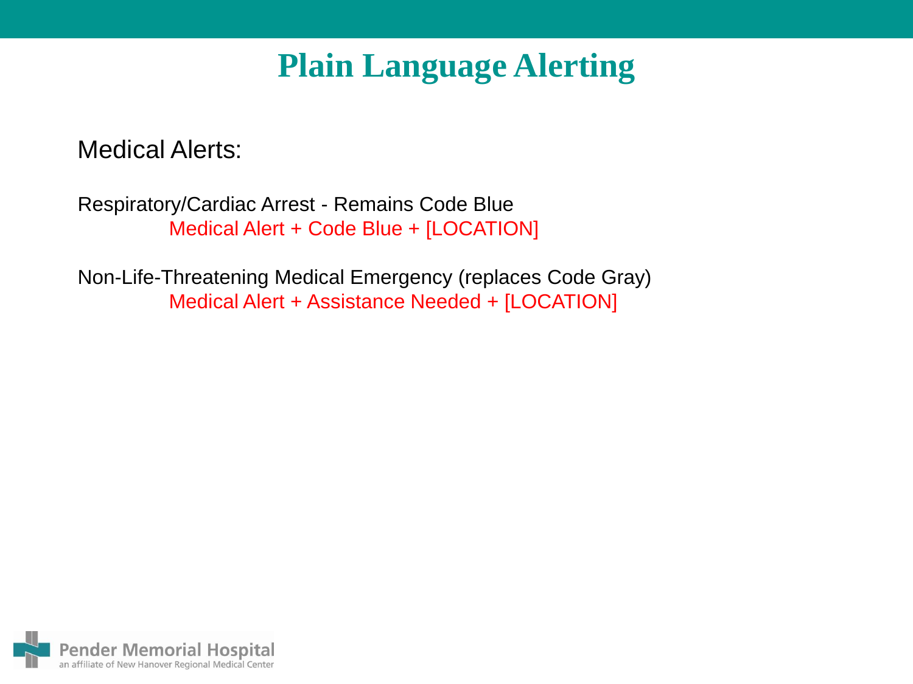# Plain Language Alerting

Medical Alerts:

Respiratory/Cardiac Arrest - Remains Code Blue

Medical Alert + Code Blue + [LOCATION]

Non-Life-Threatening Medical Emergency (replaces Code Gray)

Medical Alert + Assistance Needed + [LOCATION]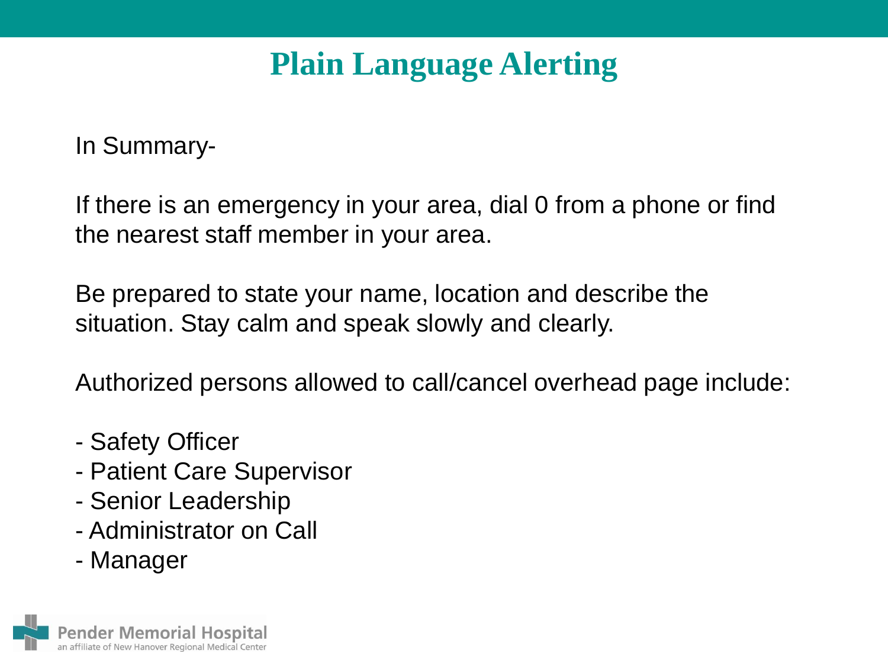# Plain Language Alerting

In Summary-

If there is an emergency in your area, dial 0 from a phone or find the nearest staff member in your area.

Be prepared to state your name, location and describe the situation. Stay calm and speak slowly and clearly.

Authorized persons allowed to call/cancel overhead page include:

- Safety Officer
- Patient Care Supervisor
- Senior Leadership
- Administrator on Call
- Manager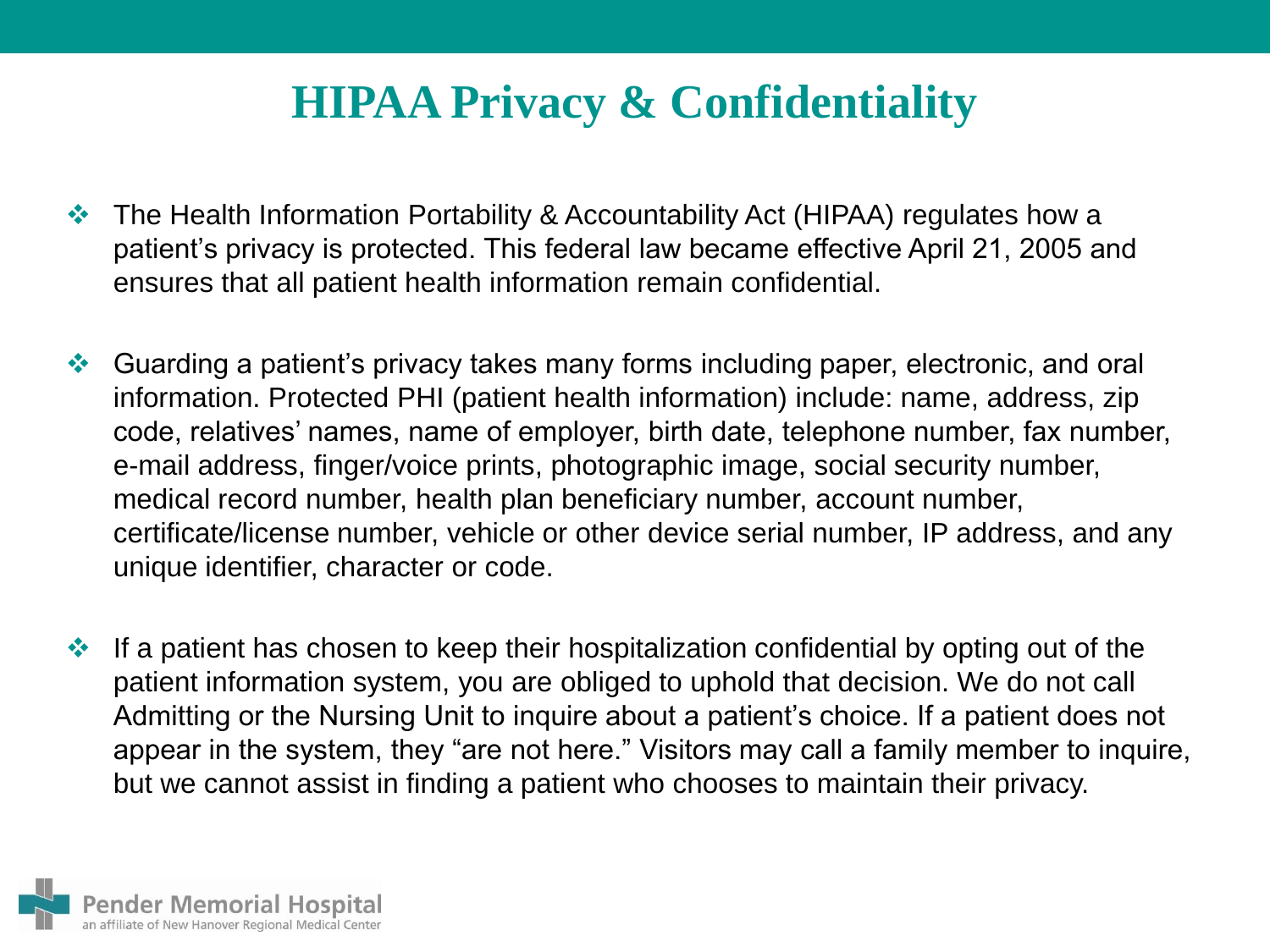# HIPAA Privacy & Confidentiality

- The Health Information Portability & Accountability Act (HIPAA) regulates how a patient's privacy is protected. This federal law became effective April 21, 2005 and ensures that all patient health information remain confidential.
- Guarding a patient's privacy takes many forms including paper, electronic, and oral information. Protected PHI (patient health information) include: name, address, zip code, relatives' names, name of employer, birth date, telephone number, fax number, e-mail address, finger/voice prints, photographic image, social security number, medical record number, health plan beneficiary number, account number, certificate/license number, vehicle or other device serial number, IP address, and any unique identifier, character or code.
- If a patient has chosen to keep their hospitalization confidential by opting out of the patient information system, you are obliged to uphold that decision. We do not call Admitting or the Nursing Unit to inquire about a patient's choice. If a patient does not appear in the system, they "are not here." Visitors may call a family member to inquire, but we cannot assist in finding a patient who chooses to maintain their privacy.

Pender Memorial Hospital
an affiliate of New Hanover Regional Medical Center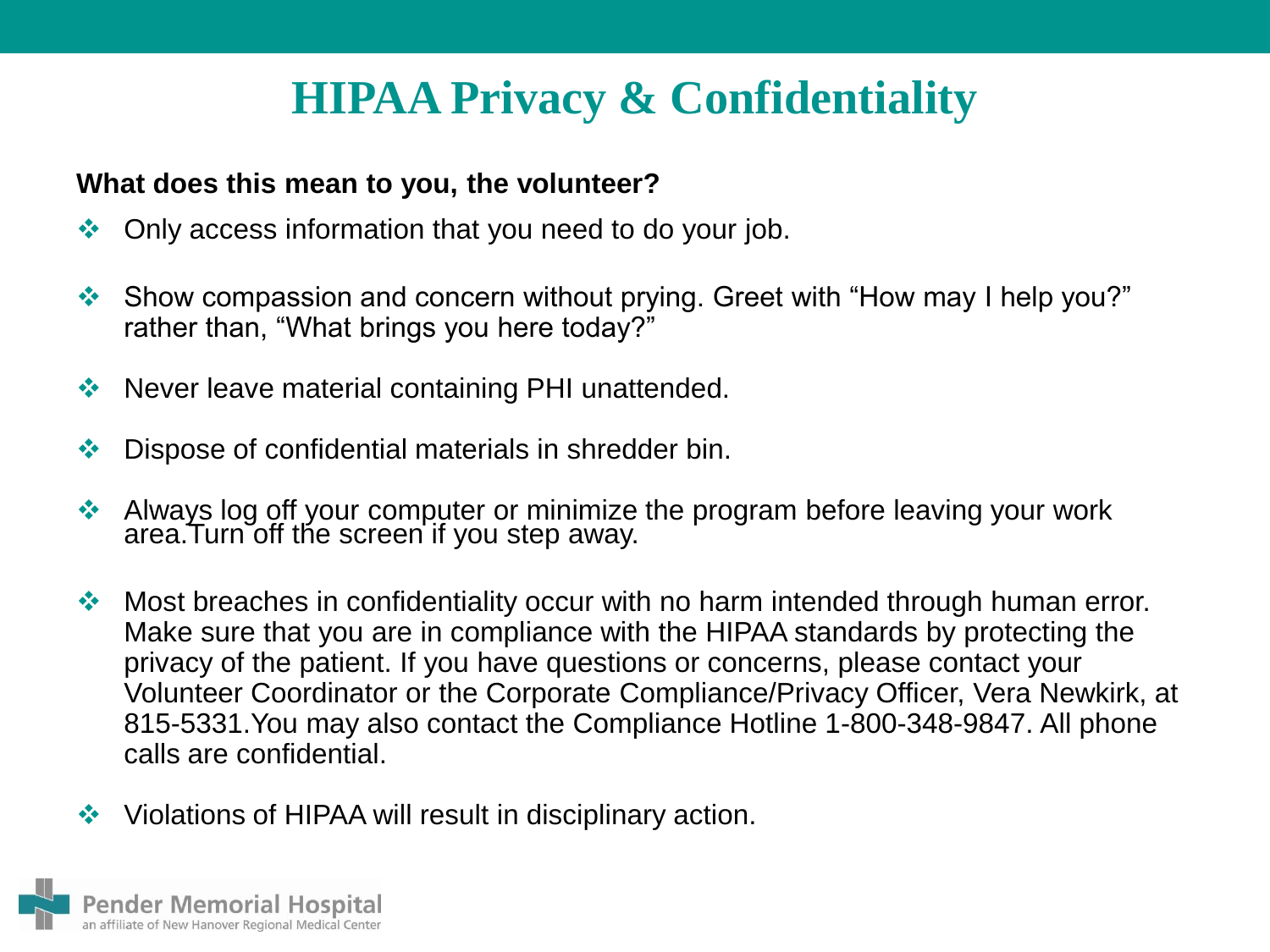# HIPAA Privacy & Confidentiality

**What does this mean to you, the volunteer?**

- Only access information that you need to do your job.
- Show compassion and concern without prying. Greet with "How may I help you?" rather than, "What brings you here today?"
- Never leave material containing PHI unattended.
- Dispose of confidential materials in shredder bin.
- Always log off your computer or minimize the program before leaving your work area.Turn off the screen if you step away.
- Most breaches in confidentiality occur with no harm intended through human error. Make sure that you are in compliance with the HIPAA standards by protecting the privacy of the patient. If you have questions or concerns, please contact your Volunteer Coordinator or the Corporate Compliance/Privacy Officer, Vera Newkirk, at 815-5331.You may also contact the Compliance Hotline 1-800-348-9847. All phone calls are confidential.
- Violations of HIPAA will result in disciplinary action.

Pender Memorial Hospital
an affiliate of New Hanover Regional Medical Center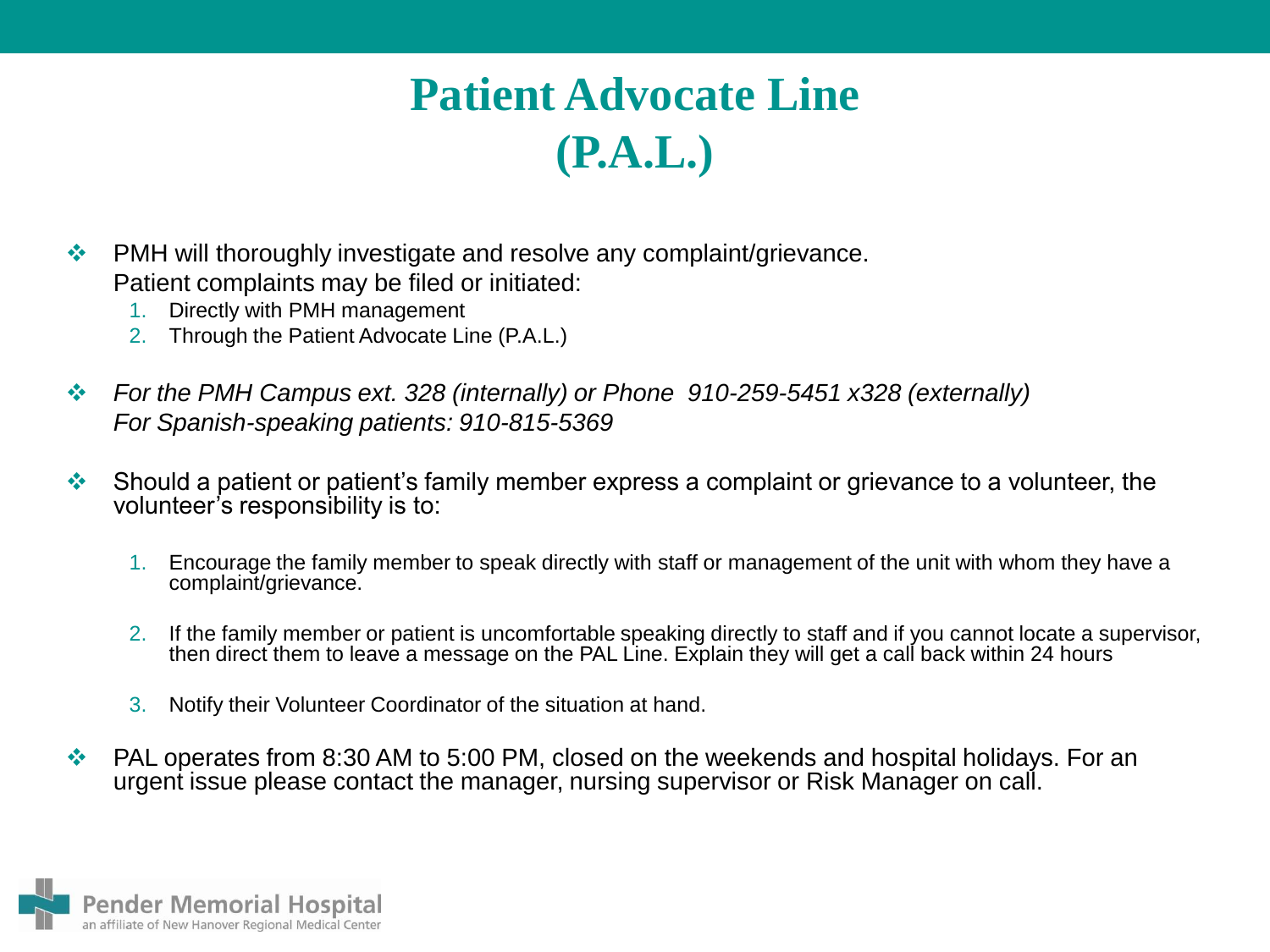# Patient Advocate Line (P.A.L.)

- PMH will thoroughly investigate and resolve any complaint/grievance. Patient complaints may be filed or initiated:
  1. Directly with PMH management
  2. Through the Patient Advocate Line (P.A.L.)

- *For the PMH Campus ext. 328 (internally) or Phone 910-259-5451 x328 (externally)*
  *For Spanish-speaking patients: 910-815-5369*

- Should a patient or patient's family member express a complaint or grievance to a volunteer, the volunteer's responsibility is to:
  1. Encourage the family member to speak directly with staff or management of the unit with whom they have a complaint/grievance.
  2. If the family member or patient is uncomfortable speaking directly to staff and if you cannot locate a supervisor, then direct them to leave a message on the PAL Line. Explain they will get a call back within 24 hours
  3. Notify their Volunteer Coordinator of the situation at hand.

- PAL operates from 8:30 AM to 5:00 PM, closed on the weekends and hospital holidays. For an urgent issue please contact the manager, nursing supervisor or Risk Manager on call.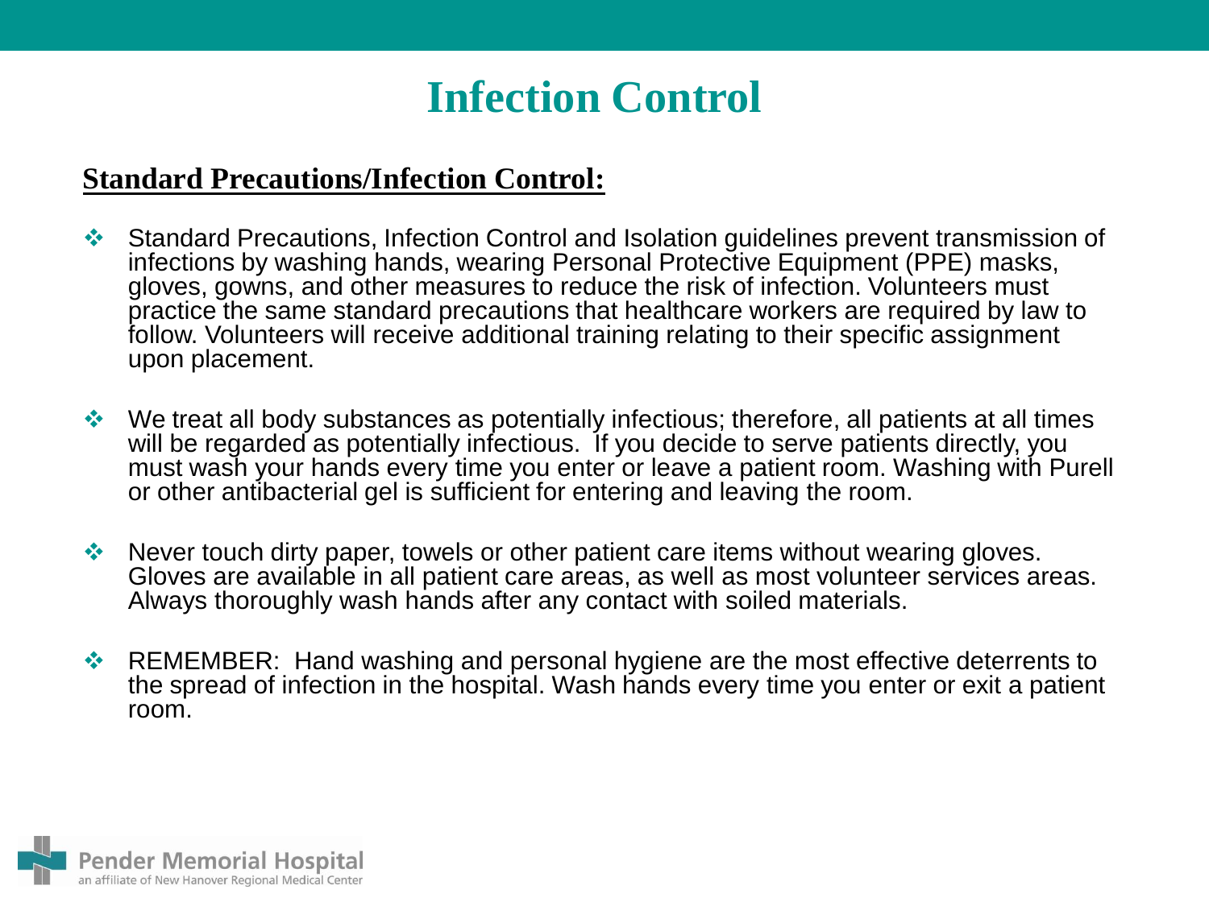# Infection Control

## Standard Precautions/Infection Control:

- Standard Precautions, Infection Control and Isolation guidelines prevent transmission of infections by washing hands, wearing Personal Protective Equipment (PPE) masks, gloves, gowns, and other measures to reduce the risk of infection. Volunteers must practice the same standard precautions that healthcare workers are required by law to follow. Volunteers will receive additional training relating to their specific assignment upon placement.

- We treat all body substances as potentially infectious; therefore, all patients at all times will be regarded as potentially infectious. If you decide to serve patients directly, you must wash your hands every time you enter or leave a patient room. Washing with Purell or other antibacterial gel is sufficient for entering and leaving the room.

- Never touch dirty paper, towels or other patient care items without wearing gloves. Gloves are available in all patient care areas, as well as most volunteer services areas. Always thoroughly wash hands after any contact with soiled materials.

- REMEMBER: Hand washing and personal hygiene are the most effective deterrents to the spread of infection in the hospital. Wash hands every time you enter or exit a patient room.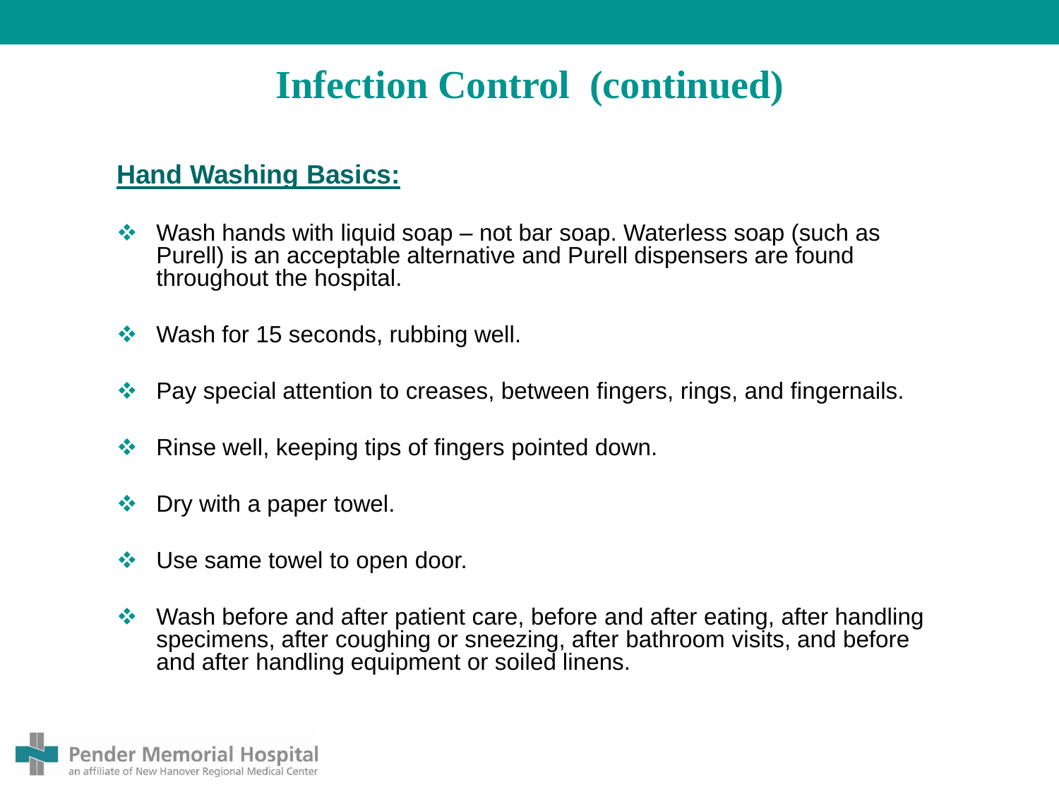# Infection Control (continued)

**Hand Washing Basics:**

- Wash hands with liquid soap – not bar soap. Waterless soap (such as Purell) is an acceptable alternative and Purell dispensers are found throughout the hospital.
- Wash for 15 seconds, rubbing well.
- Pay special attention to creases, between fingers, rings, and fingernails.
- Rinse well, keeping tips of fingers pointed down.
- Dry with a paper towel.
- Use same towel to open door.
- Wash before and after patient care, before and after eating, after handling specimens, after coughing or sneezing, after bathroom visits, and before and after handling equipment or soiled linens.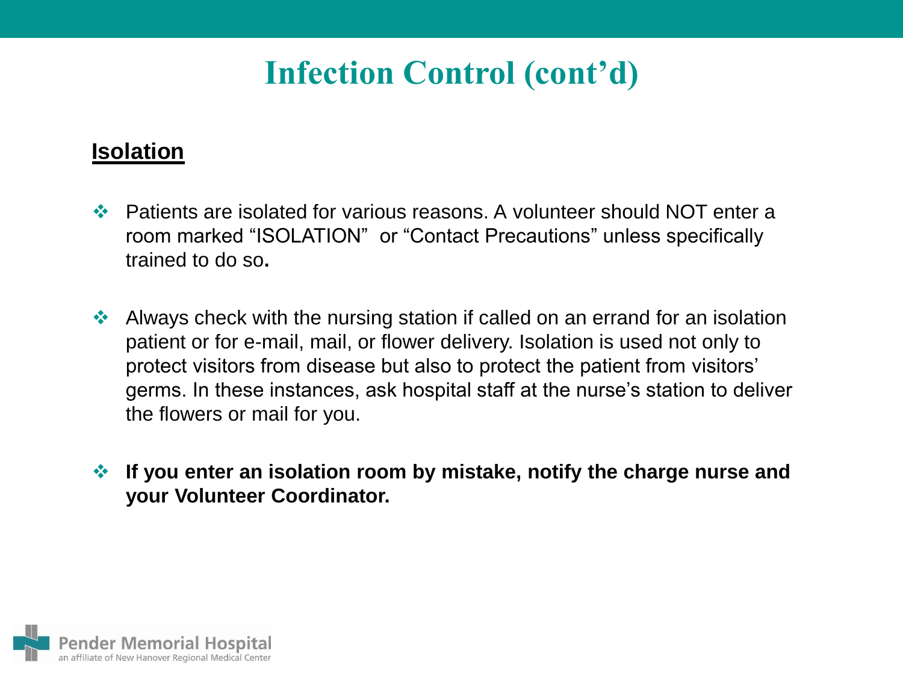# Infection Control (cont'd)

**Isolation**

- Patients are isolated for various reasons. A volunteer should NOT enter a room marked "ISOLATION" or "Contact Precautions" unless specifically trained to do so**.**

- Always check with the nursing station if called on an errand for an isolation patient or for e-mail, mail, or flower delivery. Isolation is used not only to protect visitors from disease but also to protect the patient from visitors' germs. In these instances, ask hospital staff at the nurse's station to deliver the flowers or mail for you.

- **If you enter an isolation room by mistake, notify the charge nurse and your Volunteer Coordinator.**

Pender Memorial Hospital
an affiliate of New Hanover Regional Medical Center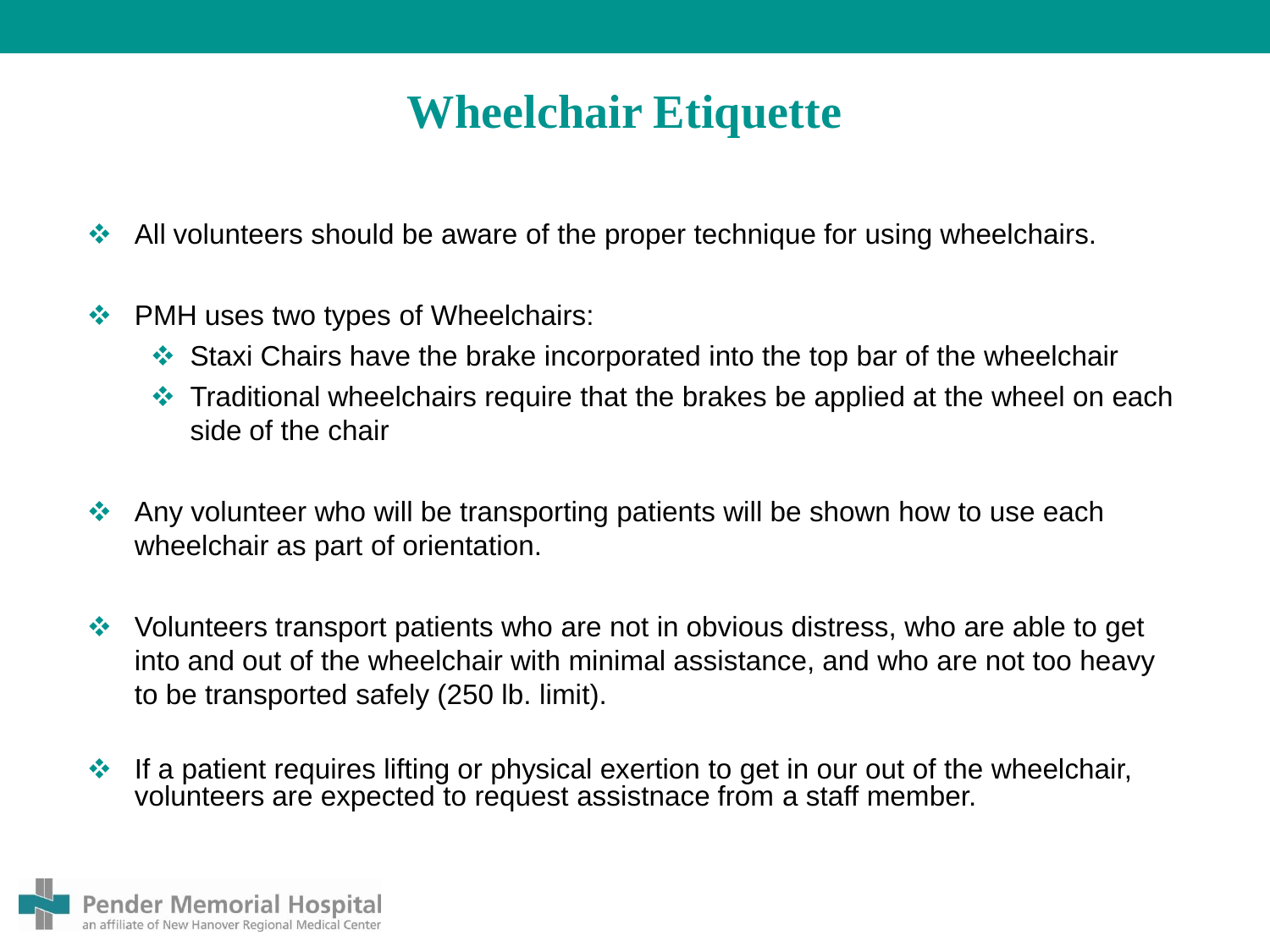# Wheelchair Etiquette

- All volunteers should be aware of the proper technique for using wheelchairs.

- PMH uses two types of Wheelchairs:
  - Staxi Chairs have the brake incorporated into the top bar of the wheelchair
  - Traditional wheelchairs require that the brakes be applied at the wheel on each side of the chair

- Any volunteer who will be transporting patients will be shown how to use each wheelchair as part of orientation.

- Volunteers transport patients who are not in obvious distress, who are able to get into and out of the wheelchair with minimal assistance, and who are not too heavy to be transported safely (250 lb. limit).

- If a patient requires lifting or physical exertion to get in our out of the wheelchair, volunteers are expected to request assistnace from a staff member.

Pender Memorial Hospital
an affiliate of New Hanover Regional Medical Center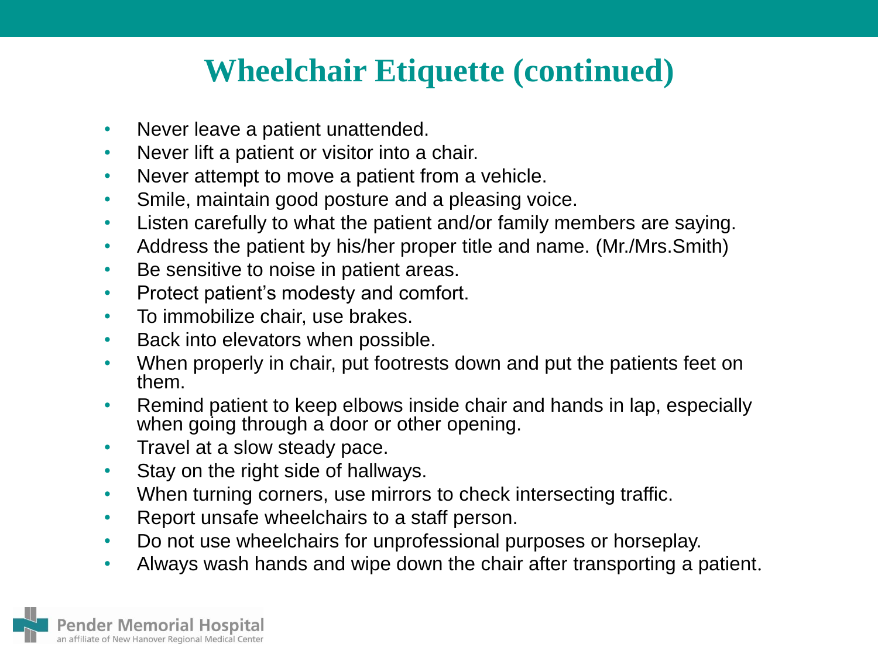# Wheelchair Etiquette (continued)

- Never leave a patient unattended.
- Never lift a patient or visitor into a chair.
- Never attempt to move a patient from a vehicle.
- Smile, maintain good posture and a pleasing voice.
- Listen carefully to what the patient and/or family members are saying.
- Address the patient by his/her proper title and name. (Mr./Mrs.Smith)
- Be sensitive to noise in patient areas.
- Protect patient's modesty and comfort.
- To immobilize chair, use brakes.
- Back into elevators when possible.
- When properly in chair, put footrests down and put the patients feet on them.
- Remind patient to keep elbows inside chair and hands in lap, especially when going through a door or other opening.
- Travel at a slow steady pace.
- Stay on the right side of hallways.
- When turning corners, use mirrors to check intersecting traffic.
- Report unsafe wheelchairs to a staff person.
- Do not use wheelchairs for unprofessional purposes or horseplay.
- Always wash hands and wipe down the chair after transporting a patient.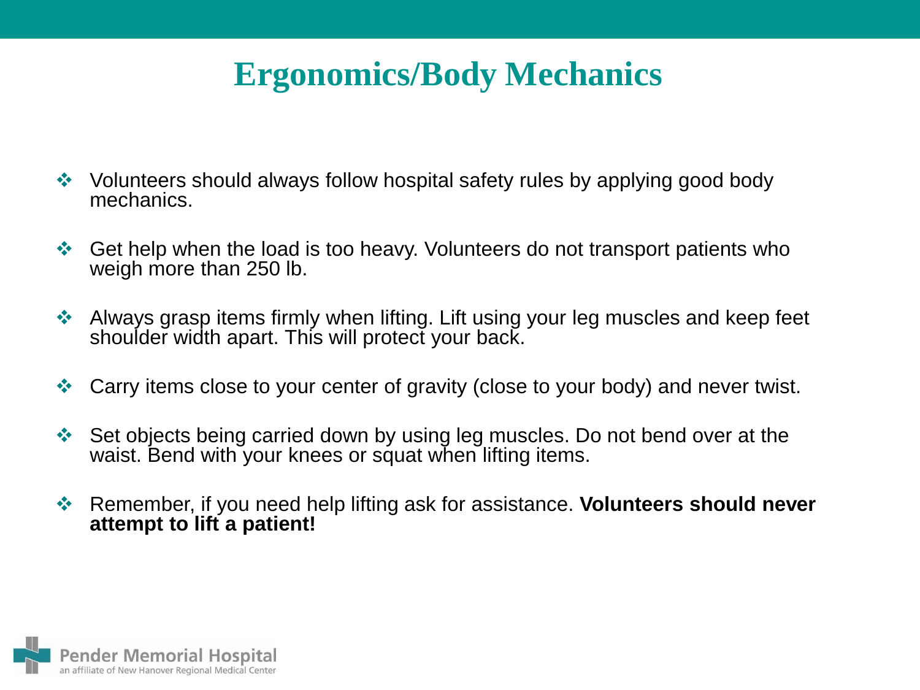# Ergonomics/Body Mechanics

- Volunteers should always follow hospital safety rules by applying good body mechanics.
- Get help when the load is too heavy. Volunteers do not transport patients who weigh more than 250 lb.
- Always grasp items firmly when lifting. Lift using your leg muscles and keep feet shoulder width apart. This will protect your back.
- Carry items close to your center of gravity (close to your body) and never twist.
- Set objects being carried down by using leg muscles. Do not bend over at the waist. Bend with your knees or squat when lifting items.
- Remember, if you need help lifting ask for assistance. **Volunteers should never attempt to lift a patient!**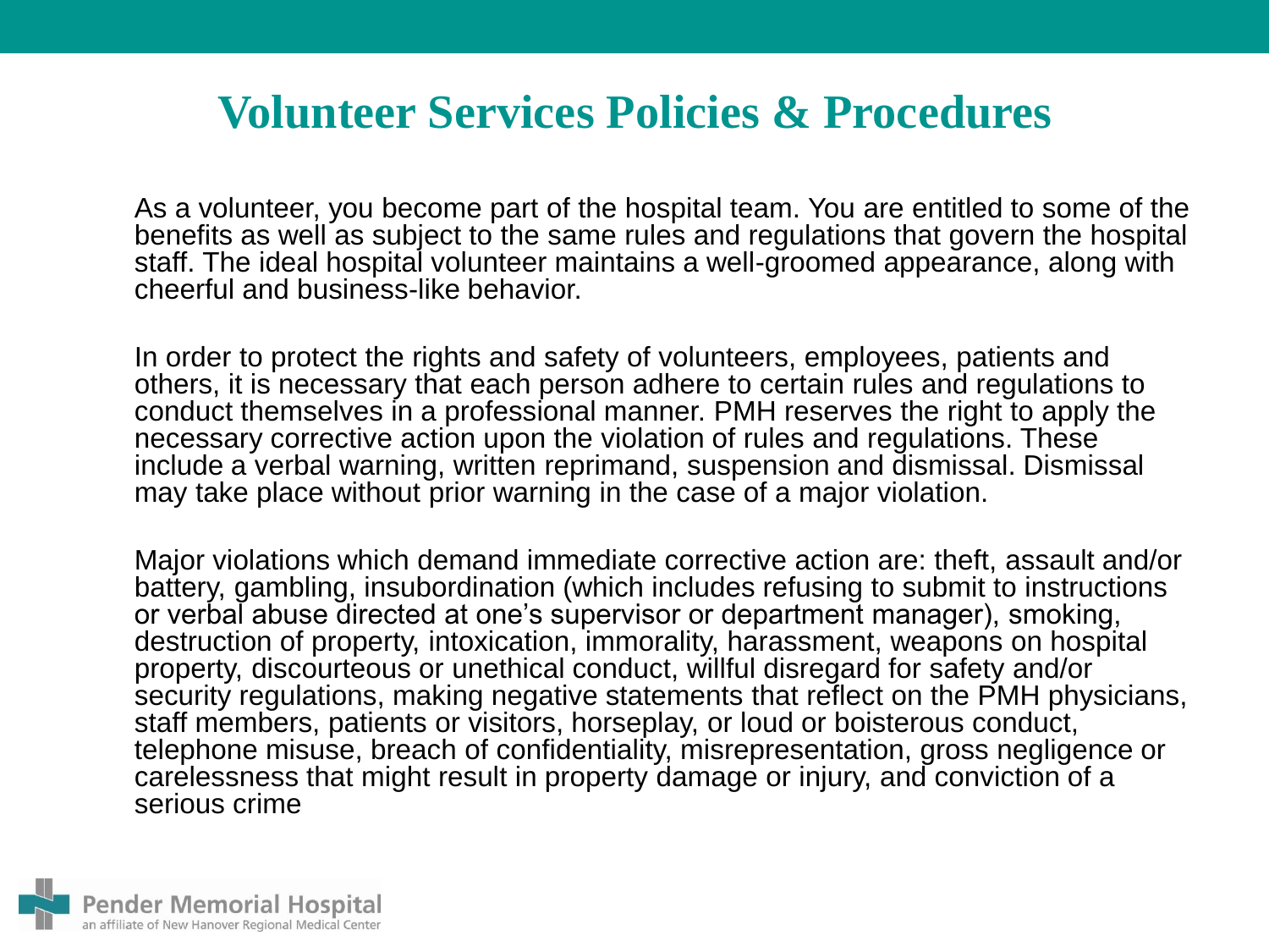# Volunteer Services Policies & Procedures

As a volunteer, you become part of the hospital team. You are entitled to some of the benefits as well as subject to the same rules and regulations that govern the hospital staff. The ideal hospital volunteer maintains a well-groomed appearance, along with cheerful and business-like behavior.

In order to protect the rights and safety of volunteers, employees, patients and others, it is necessary that each person adhere to certain rules and regulations to conduct themselves in a professional manner. PMH reserves the right to apply the necessary corrective action upon the violation of rules and regulations. These include a verbal warning, written reprimand, suspension and dismissal. Dismissal may take place without prior warning in the case of a major violation.

Major violations which demand immediate corrective action are: theft, assault and/or battery, gambling, insubordination (which includes refusing to submit to instructions or verbal abuse directed at one's supervisor or department manager), smoking, destruction of property, intoxication, immorality, harassment, weapons on hospital property, discourteous or unethical conduct, willful disregard for safety and/or security regulations, making negative statements that reflect on the PMH physicians, staff members, patients or visitors, horseplay, or loud or boisterous conduct, telephone misuse, breach of confidentiality, misrepresentation, gross negligence or carelessness that might result in property damage or injury, and conviction of a serious crime

Pender Memorial Hospital
an affiliate of New Hanover Regional Medical Center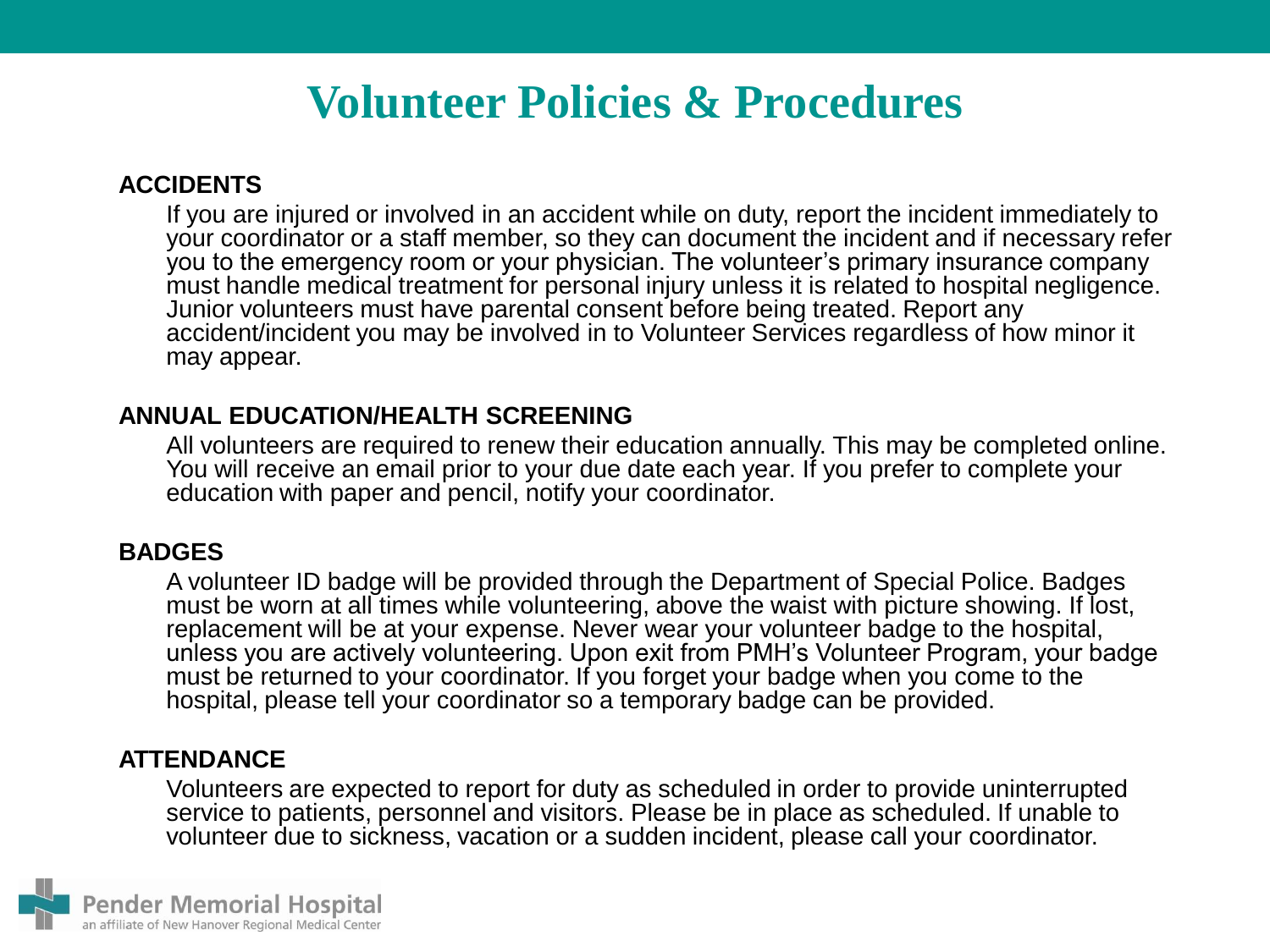# Volunteer Policies & Procedures

**ACCIDENTS**

If you are injured or involved in an accident while on duty, report the incident immediately to your coordinator or a staff member, so they can document the incident and if necessary refer you to the emergency room or your physician. The volunteer's primary insurance company must handle medical treatment for personal injury unless it is related to hospital negligence. Junior volunteers must have parental consent before being treated. Report any accident/incident you may be involved in to Volunteer Services regardless of how minor it may appear.

**ANNUAL EDUCATION/HEALTH SCREENING**

All volunteers are required to renew their education annually. This may be completed online. You will receive an email prior to your due date each year. If you prefer to complete your education with paper and pencil, notify your coordinator.

**BADGES**

A volunteer ID badge will be provided through the Department of Special Police. Badges must be worn at all times while volunteering, above the waist with picture showing. If lost, replacement will be at your expense. Never wear your volunteer badge to the hospital, unless you are actively volunteering. Upon exit from PMH's Volunteer Program, your badge must be returned to your coordinator. If you forget your badge when you come to the hospital, please tell your coordinator so a temporary badge can be provided.

**ATTENDANCE**

Volunteers are expected to report for duty as scheduled in order to provide uninterrupted service to patients, personnel and visitors. Please be in place as scheduled. If unable to volunteer due to sickness, vacation or a sudden incident, please call your coordinator.

Pender Memorial Hospital
an affiliate of New Hanover Regional Medical Center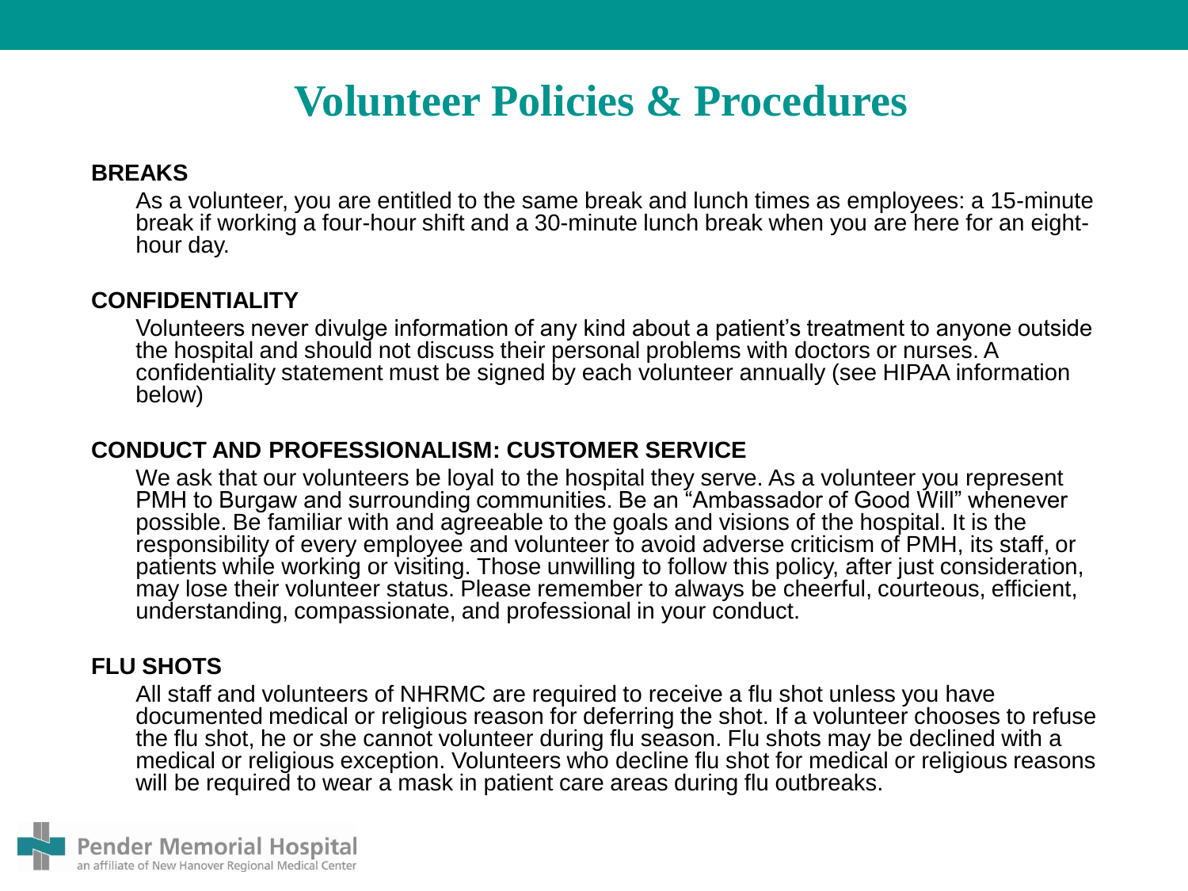# Volunteer Policies & Procedures

## BREAKS

As a volunteer, you are entitled to the same break and lunch times as employees: a 15-minute break if working a four-hour shift and a 30-minute lunch break when you are here for an eight-hour day.

## CONFIDENTIALITY

Volunteers never divulge information of any kind about a patient's treatment to anyone outside the hospital and should not discuss their personal problems with doctors or nurses. A confidentiality statement must be signed by each volunteer annually (see HIPAA information below)

## CONDUCT AND PROFESSIONALISM: CUSTOMER SERVICE

We ask that our volunteers be loyal to the hospital they serve. As a volunteer you represent PMH to Burgaw and surrounding communities. Be an "Ambassador of Good Will" whenever possible. Be familiar with and agreeable to the goals and visions of the hospital. It is the responsibility of every employee and volunteer to avoid adverse criticism of PMH, its staff, or patients while working or visiting. Those unwilling to follow this policy, after just consideration, may lose their volunteer status. Please remember to always be cheerful, courteous, efficient, understanding, compassionate, and professional in your conduct.

## FLU SHOTS

All staff and volunteers of NHRMC are required to receive a flu shot unless you have documented medical or religious reason for deferring the shot. If a volunteer chooses to refuse the flu shot, he or she cannot volunteer during flu season. Flu shots may be declined with a medical or religious exception. Volunteers who decline flu shot for medical or religious reasons will be required to wear a mask in patient care areas during flu outbreaks.

Pender Memorial Hospital
an affiliate of New Hanover Regional Medical Center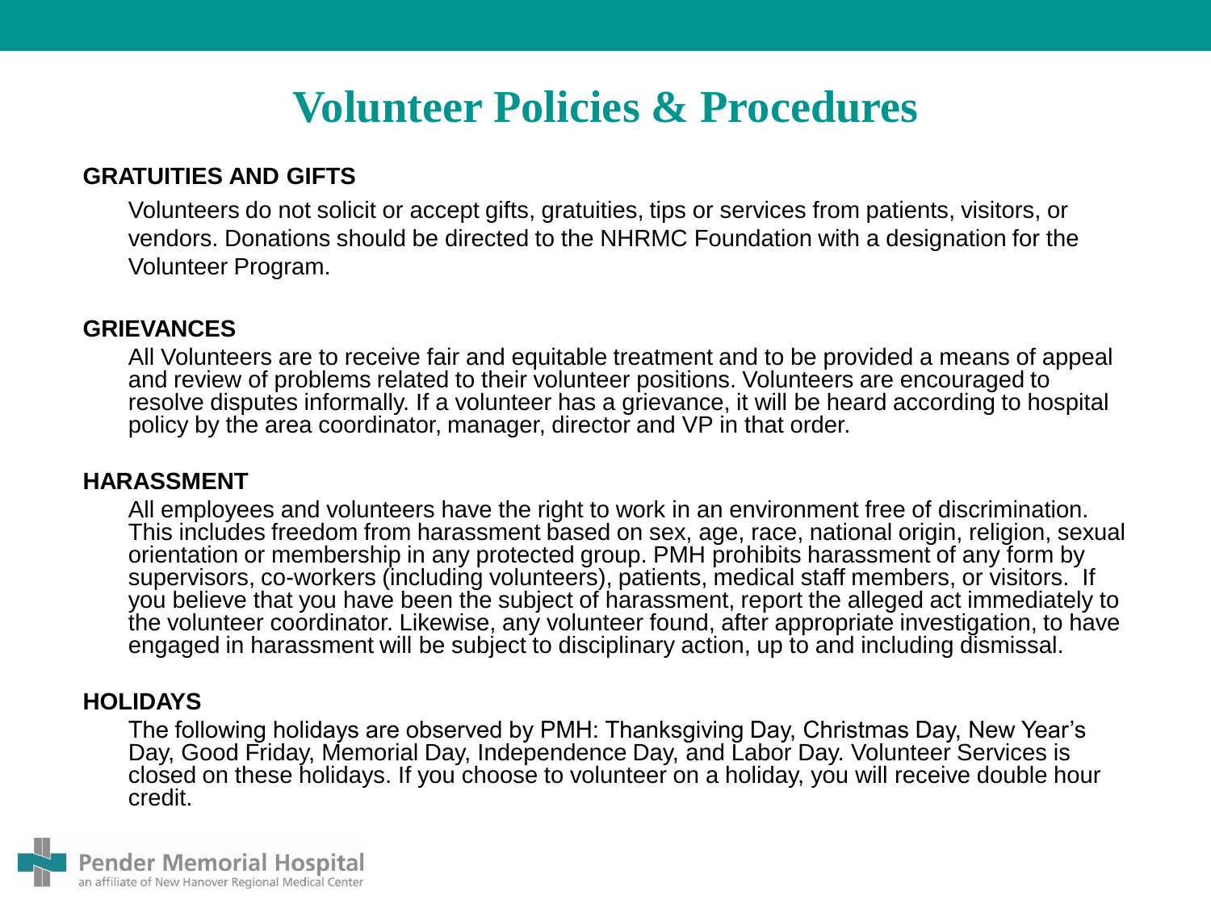# Volunteer Policies & Procedures

**GRATUITIES AND GIFTS**

Volunteers do not solicit or accept gifts, gratuities, tips or services from patients, visitors, or vendors. Donations should be directed to the NHRMC Foundation with a designation for the Volunteer Program.

**GRIEVANCES**

All Volunteers are to receive fair and equitable treatment and to be provided a means of appeal and review of problems related to their volunteer positions. Volunteers are encouraged to resolve disputes informally. If a volunteer has a grievance, it will be heard according to hospital policy by the area coordinator, manager, director and VP in that order.

**HARASSMENT**

All employees and volunteers have the right to work in an environment free of discrimination. This includes freedom from harassment based on sex, age, race, national origin, religion, sexual orientation or membership in any protected group. PMH prohibits harassment of any form by supervisors, co-workers (including volunteers), patients, medical staff members, or visitors. If you believe that you have been the subject of harassment, report the alleged act immediately to the volunteer coordinator. Likewise, any volunteer found, after appropriate investigation, to have engaged in harassment will be subject to disciplinary action, up to and including dismissal.

**HOLIDAYS**

The following holidays are observed by PMH: Thanksgiving Day, Christmas Day, New Year's Day, Good Friday, Memorial Day, Independence Day, and Labor Day. Volunteer Services is closed on these holidays. If you choose to volunteer on a holiday, you will receive double hour credit.

Pender Memorial Hospital
an affiliate of New Hanover Regional Medical Center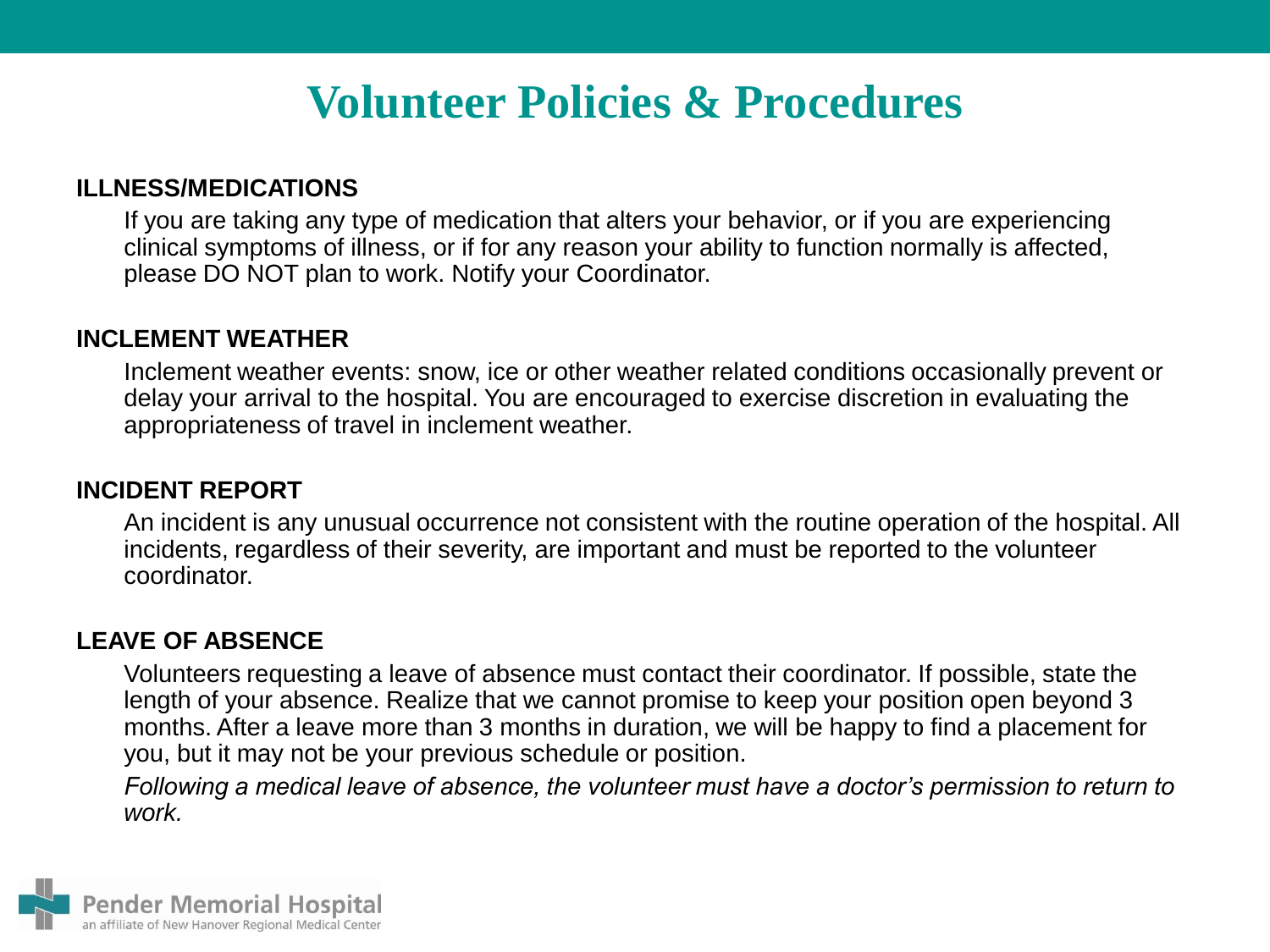# Volunteer Policies & Procedures

**ILLNESS/MEDICATIONS**

If you are taking any type of medication that alters your behavior, or if you are experiencing clinical symptoms of illness, or if for any reason your ability to function normally is affected, please DO NOT plan to work. Notify your Coordinator.

**INCLEMENT WEATHER**

Inclement weather events: snow, ice or other weather related conditions occasionally prevent or delay your arrival to the hospital. You are encouraged to exercise discretion in evaluating the appropriateness of travel in inclement weather.

**INCIDENT REPORT**

An incident is any unusual occurrence not consistent with the routine operation of the hospital. All incidents, regardless of their severity, are important and must be reported to the volunteer coordinator.

**LEAVE OF ABSENCE**

Volunteers requesting a leave of absence must contact their coordinator. If possible, state the length of your absence. Realize that we cannot promise to keep your position open beyond 3 months. After a leave more than 3 months in duration, we will be happy to find a placement for you, but it may not be your previous schedule or position.

*Following a medical leave of absence, the volunteer must have a doctor's permission to return to work.*

Pender Memorial Hospital
an affiliate of New Hanover Regional Medical Center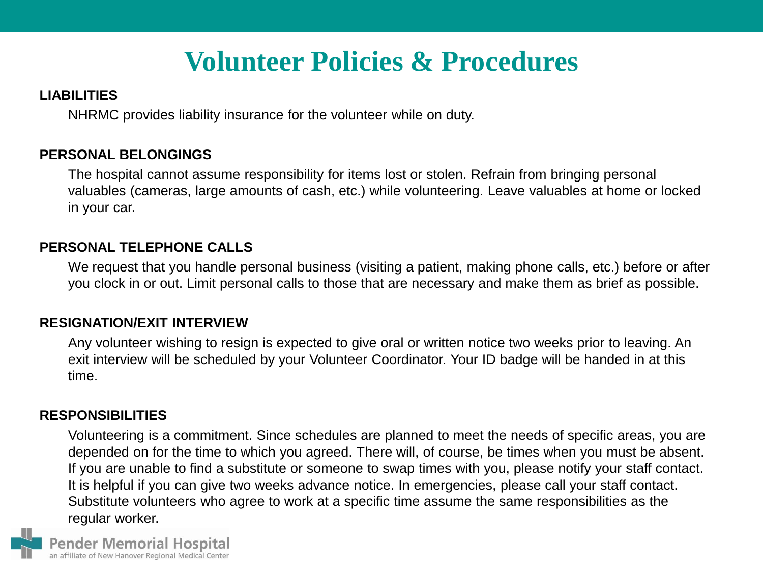# Volunteer Policies & Procedures

**LIABILITIES**

NHRMC provides liability insurance for the volunteer while on duty.

**PERSONAL BELONGINGS**

The hospital cannot assume responsibility for items lost or stolen. Refrain from bringing personal valuables (cameras, large amounts of cash, etc.) while volunteering. Leave valuables at home or locked in your car.

**PERSONAL TELEPHONE CALLS**

We request that you handle personal business (visiting a patient, making phone calls, etc.) before or after you clock in or out. Limit personal calls to those that are necessary and make them as brief as possible.

**RESIGNATION/EXIT INTERVIEW**

Any volunteer wishing to resign is expected to give oral or written notice two weeks prior to leaving. An exit interview will be scheduled by your Volunteer Coordinator. Your ID badge will be handed in at this time.

**RESPONSIBILITIES**

Volunteering is a commitment. Since schedules are planned to meet the needs of specific areas, you are depended on for the time to which you agreed. There will, of course, be times when you must be absent. If you are unable to find a substitute or someone to swap times with you, please notify your staff contact. It is helpful if you can give two weeks advance notice. In emergencies, please call your staff contact. Substitute volunteers who agree to work at a specific time assume the same responsibilities as the regular worker.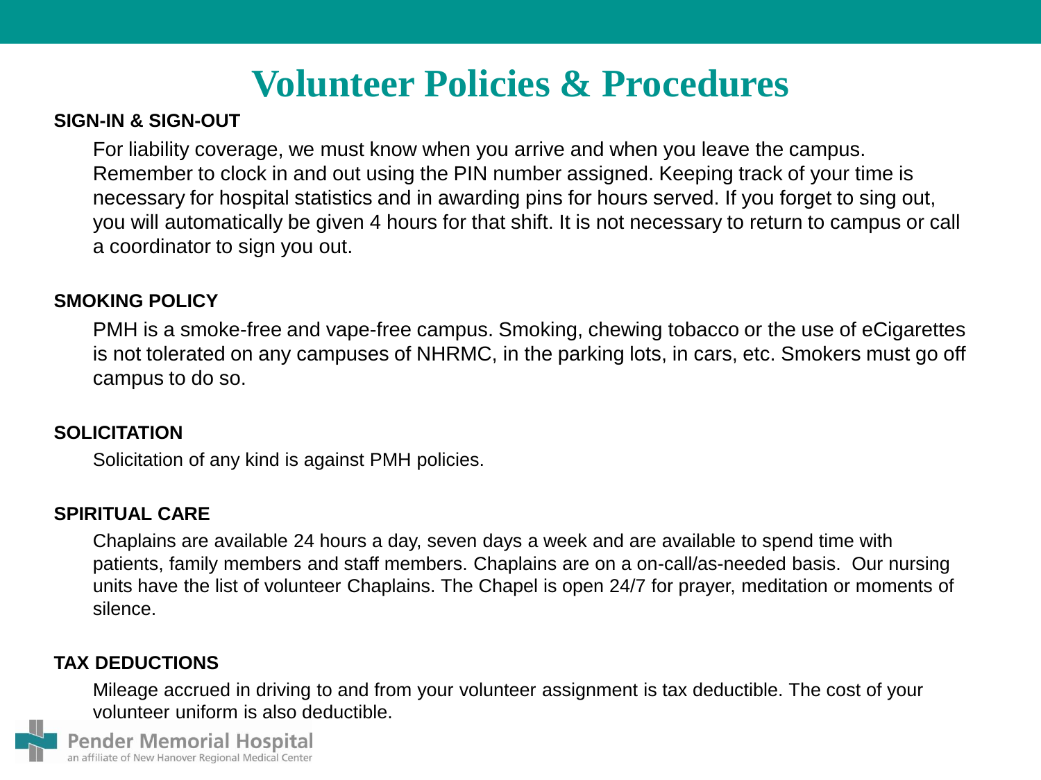# Volunteer Policies & Procedures

**SIGN-IN & SIGN-OUT**

For liability coverage, we must know when you arrive and when you leave the campus. Remember to clock in and out using the PIN number assigned. Keeping track of your time is necessary for hospital statistics and in awarding pins for hours served. If you forget to sing out, you will automatically be given 4 hours for that shift. It is not necessary to return to campus or call a coordinator to sign you out.

**SMOKING POLICY**

PMH is a smoke-free and vape-free campus. Smoking, chewing tobacco or the use of eCigarettes is not tolerated on any campuses of NHRMC, in the parking lots, in cars, etc. Smokers must go off campus to do so.

**SOLICITATION**

Solicitation of any kind is against PMH policies.

**SPIRITUAL CARE**

Chaplains are available 24 hours a day, seven days a week and are available to spend time with patients, family members and staff members. Chaplains are on a on-call/as-needed basis. Our nursing units have the list of volunteer Chaplains. The Chapel is open 24/7 for prayer, meditation or moments of silence.

**TAX DEDUCTIONS**

Mileage accrued in driving to and from your volunteer assignment is tax deductible. The cost of your volunteer uniform is also deductible.

Pender Memorial Hospital
an affiliate of New Hanover Regional Medical Center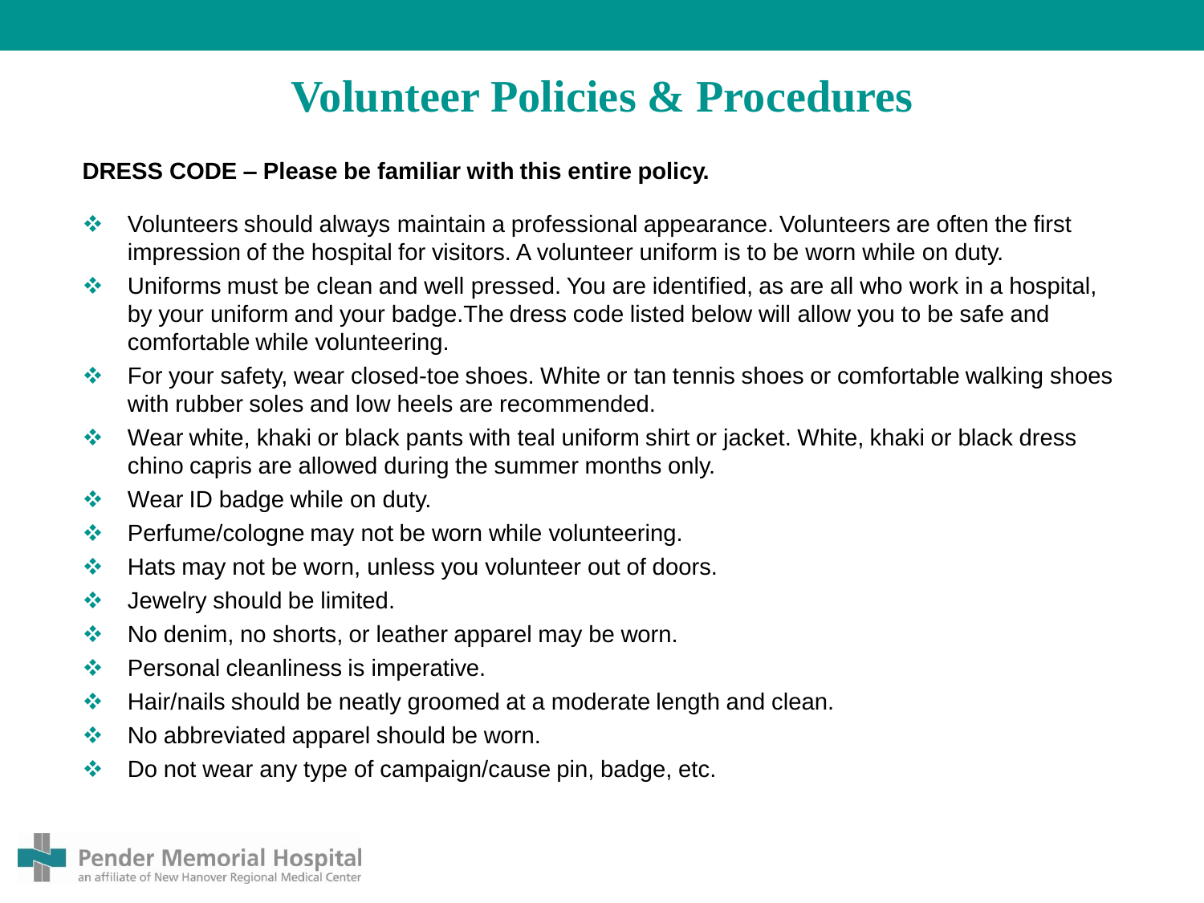# Volunteer Policies & Procedures

**DRESS CODE – Please be familiar with this entire policy.**

- Volunteers should always maintain a professional appearance. Volunteers are often the first impression of the hospital for visitors. A volunteer uniform is to be worn while on duty.
- Uniforms must be clean and well pressed. You are identified, as are all who work in a hospital, by your uniform and your badge.The dress code listed below will allow you to be safe and comfortable while volunteering.
- For your safety, wear closed-toe shoes. White or tan tennis shoes or comfortable walking shoes with rubber soles and low heels are recommended.
- Wear white, khaki or black pants with teal uniform shirt or jacket. White, khaki or black dress chino capris are allowed during the summer months only.
- Wear ID badge while on duty.
- Perfume/cologne may not be worn while volunteering.
- Hats may not be worn, unless you volunteer out of doors.
- Jewelry should be limited.
- No denim, no shorts, or leather apparel may be worn.
- Personal cleanliness is imperative.
- Hair/nails should be neatly groomed at a moderate length and clean.
- No abbreviated apparel should be worn.
- Do not wear any type of campaign/cause pin, badge, etc.

Pender Memorial Hospital
an affiliate of New Hanover Regional Medical Center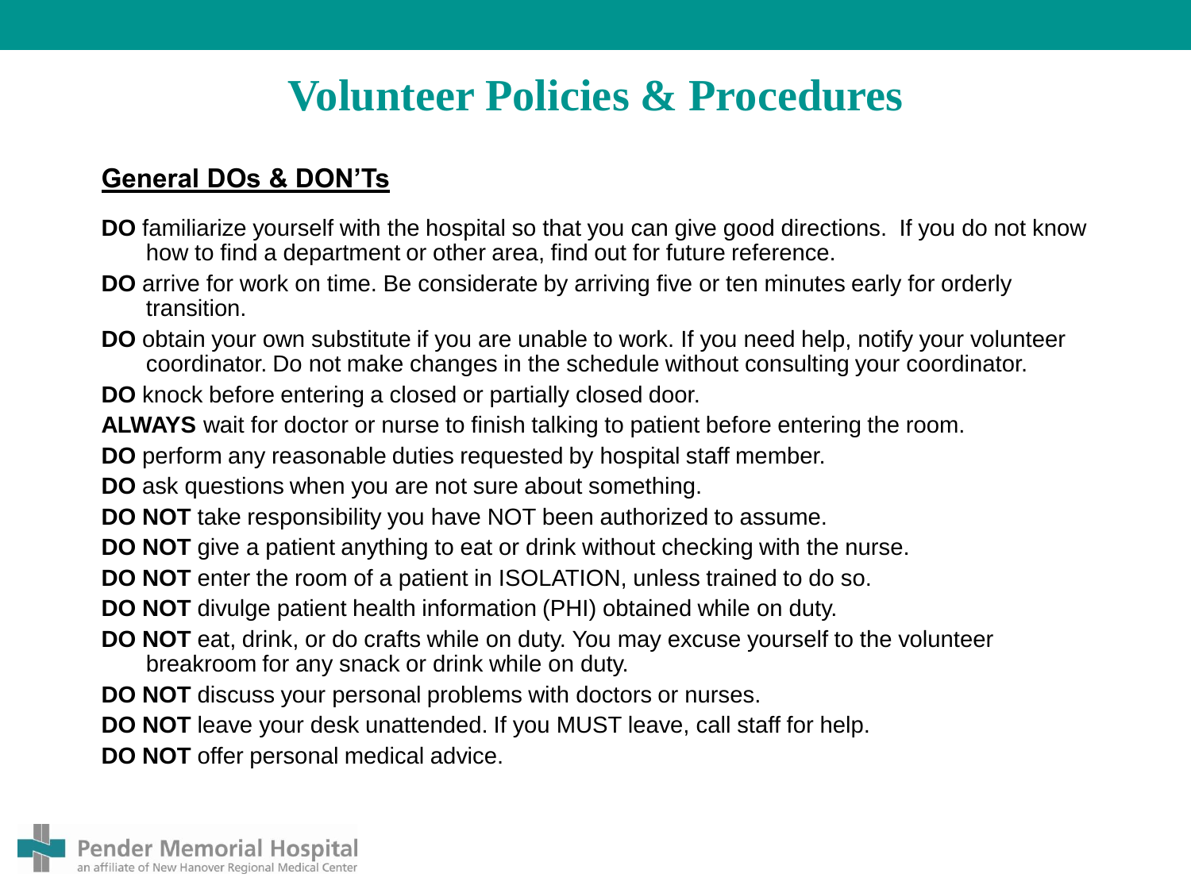# Volunteer Policies & Procedures

## General DOs & DON'Ts

**DO** familiarize yourself with the hospital so that you can give good directions. If you do not know how to find a department or other area, find out for future reference.

**DO** arrive for work on time. Be considerate by arriving five or ten minutes early for orderly transition.

**DO** obtain your own substitute if you are unable to work. If you need help, notify your volunteer coordinator. Do not make changes in the schedule without consulting your coordinator.

**DO** knock before entering a closed or partially closed door.

**ALWAYS** wait for doctor or nurse to finish talking to patient before entering the room.

**DO** perform any reasonable duties requested by hospital staff member.

**DO** ask questions when you are not sure about something.

**DO NOT** take responsibility you have NOT been authorized to assume.

**DO NOT** give a patient anything to eat or drink without checking with the nurse.

**DO NOT** enter the room of a patient in ISOLATION, unless trained to do so.

**DO NOT** divulge patient health information (PHI) obtained while on duty.

**DO NOT** eat, drink, or do crafts while on duty. You may excuse yourself to the volunteer breakroom for any snack or drink while on duty.

**DO NOT** discuss your personal problems with doctors or nurses.

**DO NOT** leave your desk unattended. If you MUST leave, call staff for help.

**DO NOT** offer personal medical advice.

Pender Memorial Hospital
an affiliate of New Hanover Regional Medical Center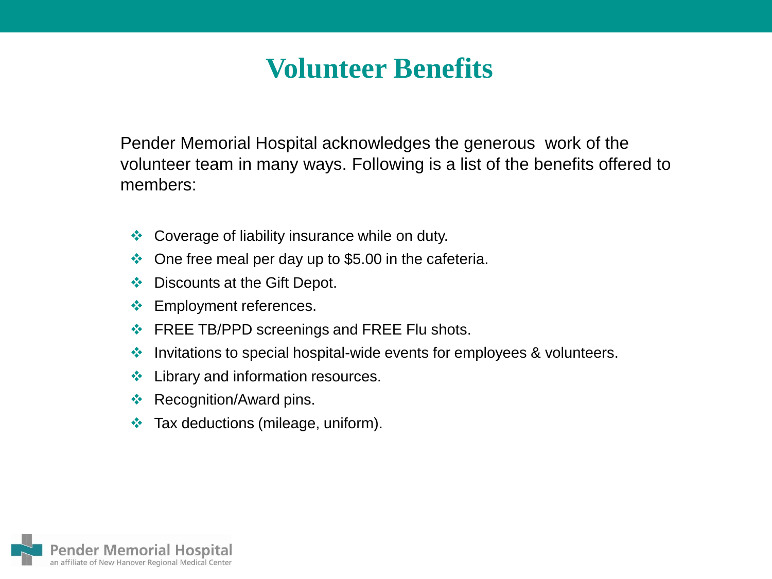# Volunteer Benefits

Pender Memorial Hospital acknowledges the generous work of the volunteer team in many ways. Following is a list of the benefits offered to members:

- Coverage of liability insurance while on duty.
- One free meal per day up to $5.00 in the cafeteria.
- Discounts at the Gift Depot.
- Employment references.
- FREE TB/PPD screenings and FREE Flu shots.
- Invitations to special hospital-wide events for employees & volunteers.
- Library and information resources.
- Recognition/Award pins.
- Tax deductions (mileage, uniform).

Pender Memorial Hospital
an affiliate of New Hanover Regional Medical Center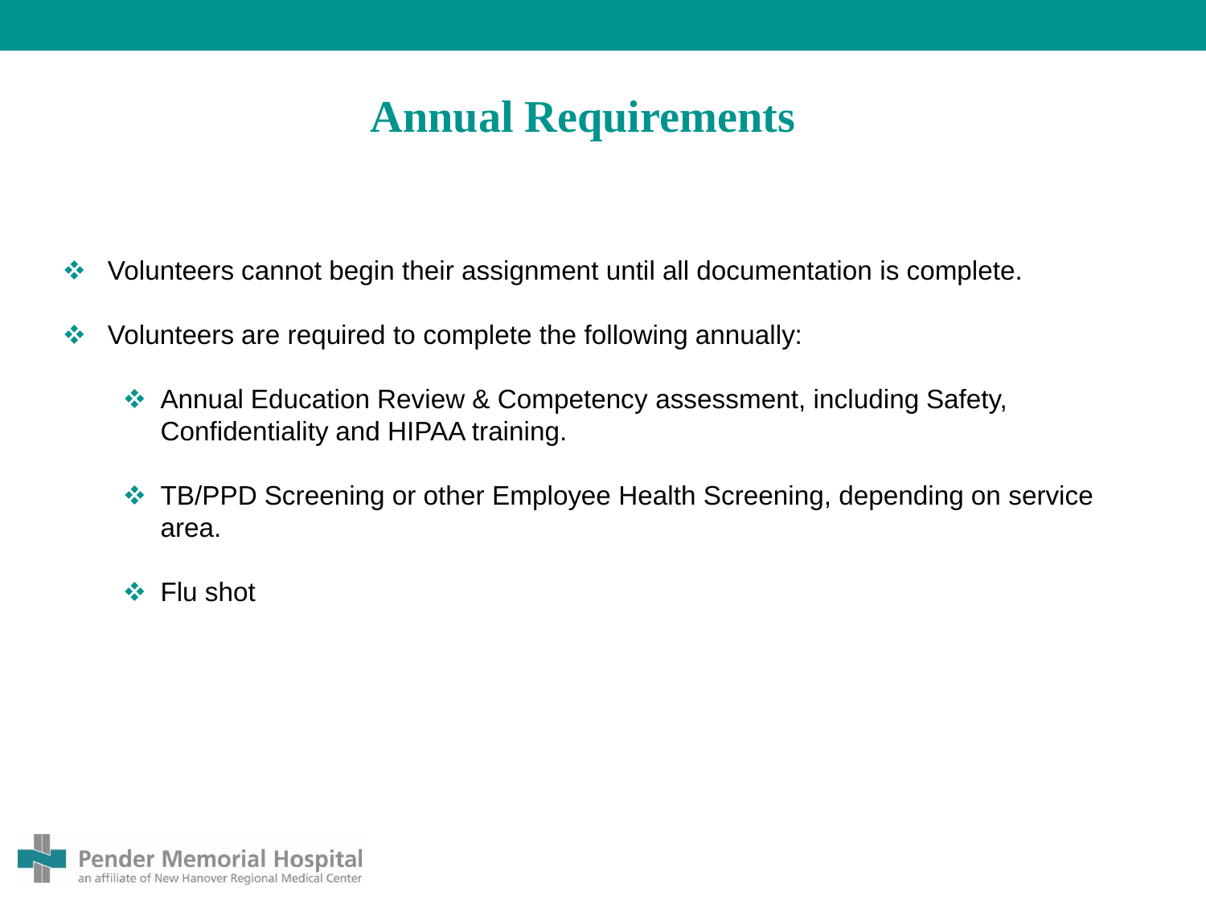# Annual Requirements

- Volunteers cannot begin their assignment until all documentation is complete.
- Volunteers are required to complete the following annually:
  - Annual Education Review & Competency assessment, including Safety, Confidentiality and HIPAA training.
  - TB/PPD Screening or other Employee Health Screening, depending on service area.
  - Flu shot

Pender Memorial Hospital
an affiliate of New Hanover Regional Medical Center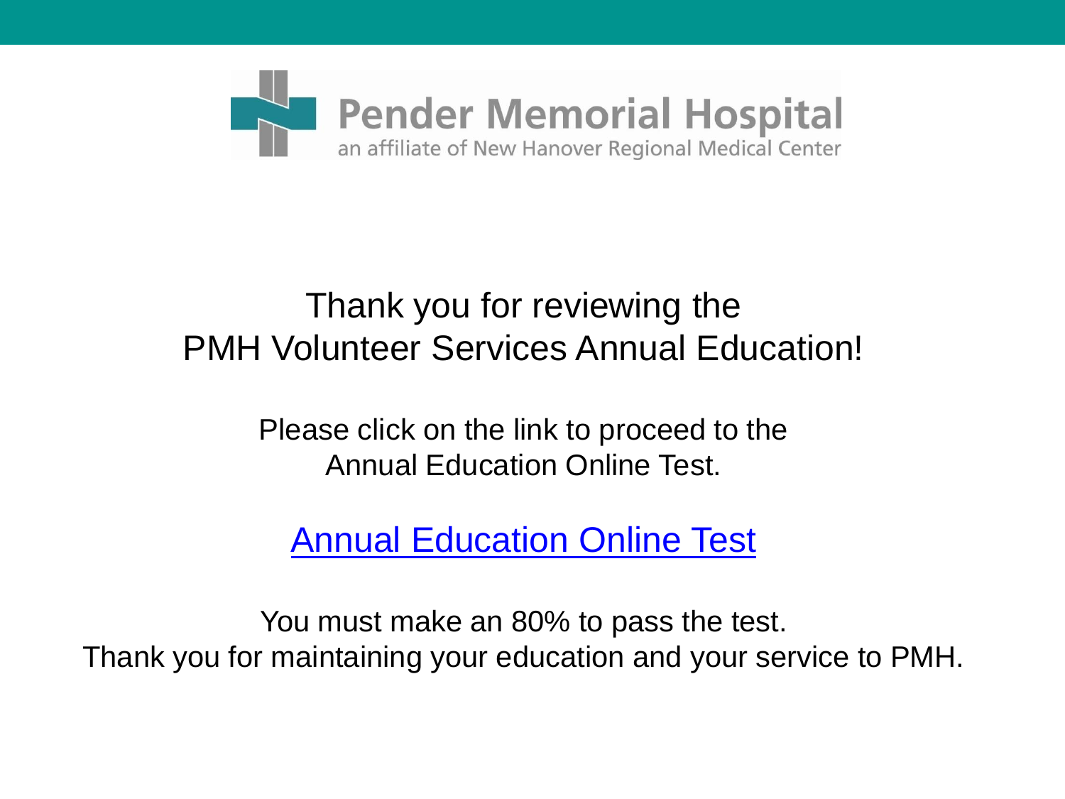Pender Memorial Hospital
an affiliate of New Hanover Regional Medical Center

# Thank you for reviewing the PMH Volunteer Services Annual Education!

Please click on the link to proceed to the Annual Education Online Test.

Annual Education Online Test

You must make an 80% to pass the test.
Thank you for maintaining your education and your service to PMH.